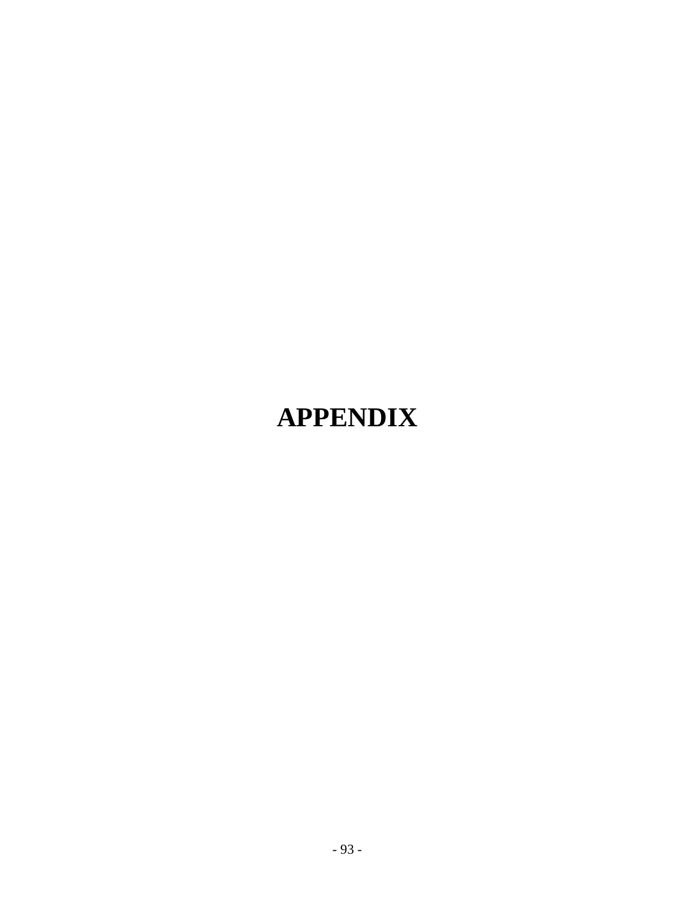# APPENDIX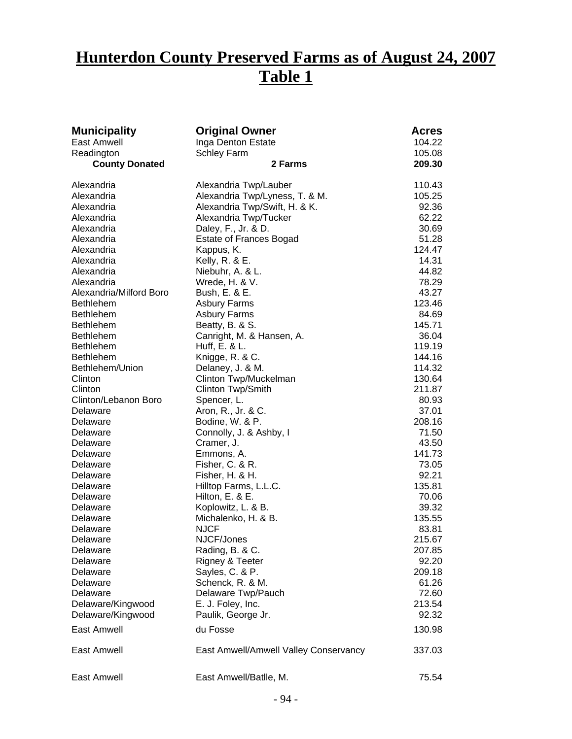# Hunterdon County Preserved Farms as of August 24, 2007
# Table 1

| Municipality | Original Owner | Acres |
|---|---|---|
| East Amwell | Inga Denton Estate | 104.22 |
| Readington | Schley Farm | 105.08 |
| **County Donated** | **2 Farms** | **209.30** |
| | | |
| Alexandria | Alexandria Twp/Lauber | 110.43 |
| Alexandria | Alexandria Twp/Lyness, T. & M. | 105.25 |
| Alexandria | Alexandria Twp/Swift, H. & K. | 92.36 |
| Alexandria | Alexandria Twp/Tucker | 62.22 |
| Alexandria | Daley, F., Jr. & D. | 30.69 |
| Alexandria | Estate of Frances Bogad | 51.28 |
| Alexandria | Kappus, K. | 124.47 |
| Alexandria | Kelly, R. & E. | 14.31 |
| Alexandria | Niebuhr, A. & L. | 44.82 |
| Alexandria | Wrede, H. & V. | 78.29 |
| Alexandria/Milford Boro | Bush, E. & E. | 43.27 |
| Bethlehem | Asbury Farms | 123.46 |
| Bethlehem | Asbury Farms | 84.69 |
| Bethlehem | Beatty, B. & S. | 145.71 |
| Bethlehem | Canright, M. & Hansen, A. | 36.04 |
| Bethlehem | Huff, E. & L. | 119.19 |
| Bethlehem | Knigge, R. & C. | 144.16 |
| Bethlehem/Union | Delaney, J. & M. | 114.32 |
| Clinton | Clinton Twp/Muckelman | 130.64 |
| Clinton | Clinton Twp/Smith | 211.87 |
| Clinton/Lebanon Boro | Spencer, L. | 80.93 |
| Delaware | Aron, R., Jr. & C. | 37.01 |
| Delaware | Bodine, W. & P. | 208.16 |
| Delaware | Connolly, J. & Ashby, I | 71.50 |
| Delaware | Cramer, J. | 43.50 |
| Delaware | Emmons, A. | 141.73 |
| Delaware | Fisher, C. & R. | 73.05 |
| Delaware | Fisher, H. & H. | 92.21 |
| Delaware | Hilltop Farms, L.L.C. | 135.81 |
| Delaware | Hilton, E. & E. | 70.06 |
| Delaware | Koplowitz, L. & B. | 39.32 |
| Delaware | Michalenko, H. & B. | 135.55 |
| Delaware | NJCF | 83.81 |
| Delaware | NJCF/Jones | 215.67 |
| Delaware | Rading, B. & C. | 207.85 |
| Delaware | Rigney & Teeter | 92.20 |
| Delaware | Sayles, C. & P. | 209.18 |
| Delaware | Schenck, R. & M. | 61.26 |
| Delaware | Delaware Twp/Pauch | 72.60 |
| Delaware/Kingwood | E. J. Foley, Inc. | 213.54 |
| Delaware/Kingwood | Paulik, George Jr. | 92.32 |
| East Amwell | du Fosse | 130.98 |
| East Amwell | East Amwell/Amwell Valley Conservancy | 337.03 |
| East Amwell | East Amwell/Batlle, M. | 75.54 |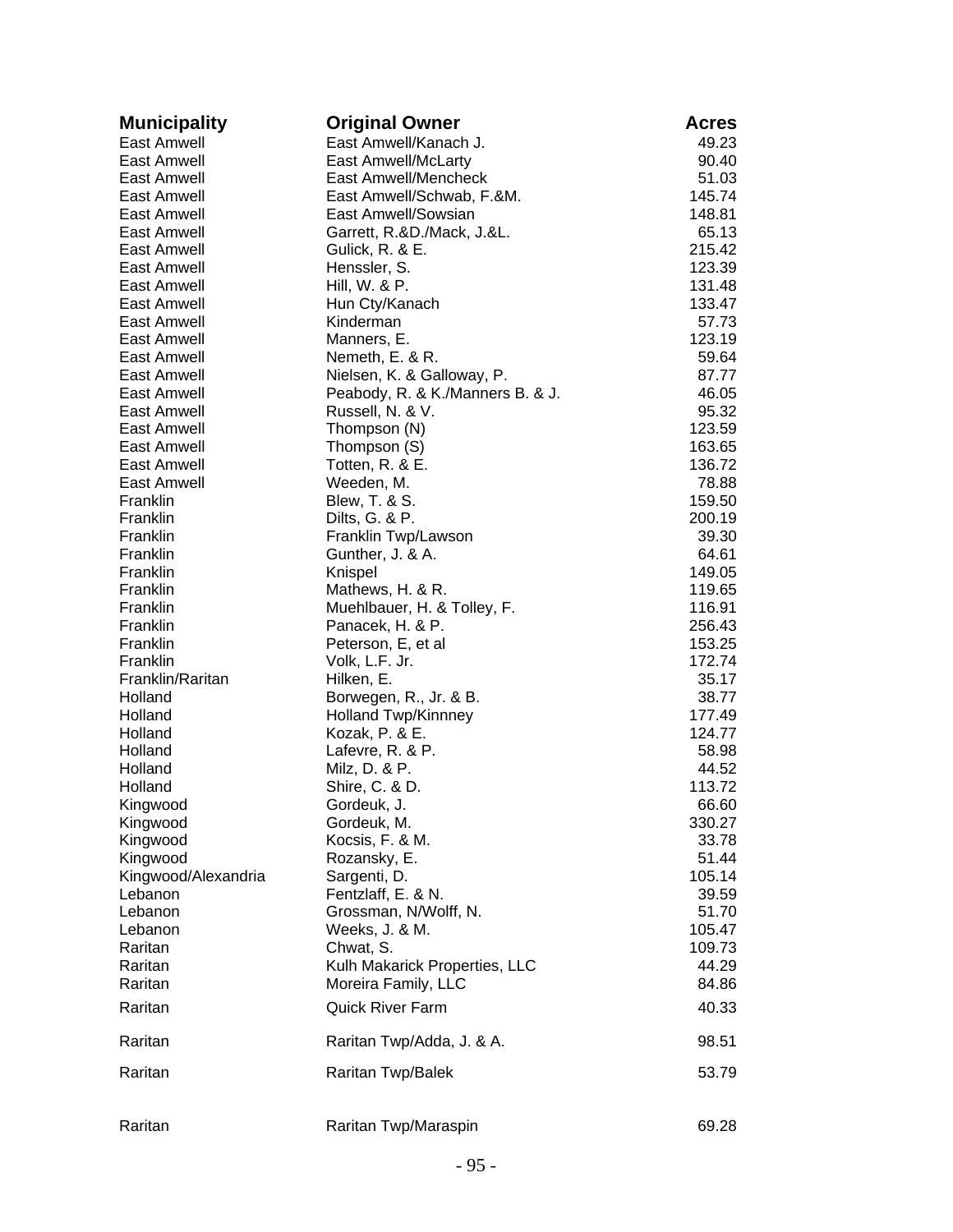| Municipality | Original Owner | Acres |
|---|---|---|
| East Amwell | East Amwell/Kanach J. | 49.23 |
| East Amwell | East Amwell/McLarty | 90.40 |
| East Amwell | East Amwell/Mencheck | 51.03 |
| East Amwell | East Amwell/Schwab, F.&M. | 145.74 |
| East Amwell | East Amwell/Sowsian | 148.81 |
| East Amwell | Garrett, R.&D./Mack, J.&L. | 65.13 |
| East Amwell | Gulick, R. & E. | 215.42 |
| East Amwell | Henssler, S. | 123.39 |
| East Amwell | Hill, W. & P. | 131.48 |
| East Amwell | Hun Cty/Kanach | 133.47 |
| East Amwell | Kinderman | 57.73 |
| East Amwell | Manners, E. | 123.19 |
| East Amwell | Nemeth, E. & R. | 59.64 |
| East Amwell | Nielsen, K. & Galloway, P. | 87.77 |
| East Amwell | Peabody, R. & K./Manners B. & J. | 46.05 |
| East Amwell | Russell, N. & V. | 95.32 |
| East Amwell | Thompson (N) | 123.59 |
| East Amwell | Thompson (S) | 163.65 |
| East Amwell | Totten, R. & E. | 136.72 |
| East Amwell | Weeden, M. | 78.88 |
| Franklin | Blew, T. & S. | 159.50 |
| Franklin | Dilts, G. & P. | 200.19 |
| Franklin | Franklin Twp/Lawson | 39.30 |
| Franklin | Gunther, J. & A. | 64.61 |
| Franklin | Knispel | 149.05 |
| Franklin | Mathews, H. & R. | 119.65 |
| Franklin | Muehlbauer, H. & Tolley, F. | 116.91 |
| Franklin | Panacek, H. & P. | 256.43 |
| Franklin | Peterson, E, et al | 153.25 |
| Franklin | Volk, L.F. Jr. | 172.74 |
| Franklin/Raritan | Hilken, E. | 35.17 |
| Holland | Borwegen, R., Jr. & B. | 38.77 |
| Holland | Holland Twp/Kinnney | 177.49 |
| Holland | Kozak, P. & E. | 124.77 |
| Holland | Lafevre, R. & P. | 58.98 |
| Holland | Milz, D. & P. | 44.52 |
| Holland | Shire, C. & D. | 113.72 |
| Kingwood | Gordeuk, J. | 66.60 |
| Kingwood | Gordeuk, M. | 330.27 |
| Kingwood | Kocsis, F. & M. | 33.78 |
| Kingwood | Rozansky, E. | 51.44 |
| Kingwood/Alexandria | Sargenti, D. | 105.14 |
| Lebanon | Fentzlaff, E. & N. | 39.59 |
| Lebanon | Grossman, N/Wolff, N. | 51.70 |
| Lebanon | Weeks, J. & M. | 105.47 |
| Raritan | Chwat, S. | 109.73 |
| Raritan | Kulh Makarick Properties, LLC | 44.29 |
| Raritan | Moreira Family, LLC | 84.86 |
| Raritan | Quick River Farm | 40.33 |
| Raritan | Raritan Twp/Adda, J. & A. | 98.51 |
| Raritan | Raritan Twp/Balek | 53.79 |
| Raritan | Raritan Twp/Maraspin | 69.28 |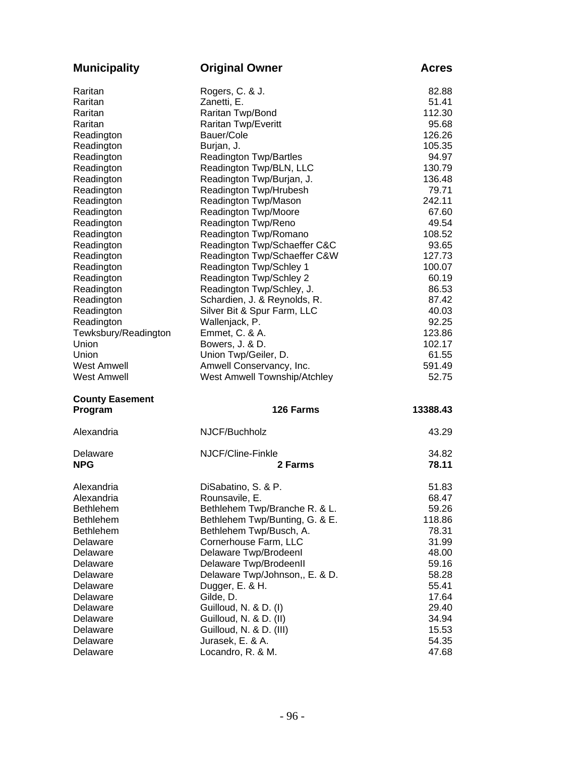| Municipality | Original Owner | Acres |
|---|---|---|
| Raritan | Rogers, C. & J. | 82.88 |
| Raritan | Zanetti, E. | 51.41 |
| Raritan | Raritan Twp/Bond | 112.30 |
| Raritan | Raritan Twp/Everitt | 95.68 |
| Readington | Bauer/Cole | 126.26 |
| Readington | Burjan, J. | 105.35 |
| Readington | Readington Twp/Bartles | 94.97 |
| Readington | Readington Twp/BLN, LLC | 130.79 |
| Readington | Readington Twp/Burjan, J. | 136.48 |
| Readington | Readington Twp/Hrubesh | 79.71 |
| Readington | Readington Twp/Mason | 242.11 |
| Readington | Readington Twp/Moore | 67.60 |
| Readington | Readington Twp/Reno | 49.54 |
| Readington | Readington Twp/Romano | 108.52 |
| Readington | Readington Twp/Schaeffer C&C | 93.65 |
| Readington | Readington Twp/Schaeffer C&W | 127.73 |
| Readington | Readington Twp/Schley 1 | 100.07 |
| Readington | Readington Twp/Schley 2 | 60.19 |
| Readington | Readington Twp/Schley, J. | 86.53 |
| Readington | Schardien, J. & Reynolds, R. | 87.42 |
| Readington | Silver Bit & Spur Farm, LLC | 40.03 |
| Readington | Wallenjack, P. | 92.25 |
| Tewksbury/Readington | Emmet, C. & A. | 123.86 |
| Union | Bowers, J. & D. | 102.17 |
| Union | Union Twp/Geiler, D. | 61.55 |
| West Amwell | Amwell Conservancy, Inc. | 591.49 |
| West Amwell | West Amwell Township/Atchley | 52.75 |
| **County Easement Program** | **126 Farms** | **13388.43** |
| Alexandria | NJCF/Buchholz | 43.29 |
| Delaware | NJCF/Cline-Finkle | 34.82 |
| **NPG** | **2 Farms** | **78.11** |
| Alexandria | DiSabatino, S. & P. | 51.83 |
| Alexandria | Rounsavile, E. | 68.47 |
| Bethlehem | Bethlehem Twp/Branche R. & L. | 59.26 |
| Bethlehem | Bethlehem Twp/Bunting, G. & E. | 118.86 |
| Bethlehem | Bethlehem Twp/Busch, A. | 78.31 |
| Delaware | Cornerhouse Farm, LLC | 31.99 |
| Delaware | Delaware Twp/BrodeenI | 48.00 |
| Delaware | Delaware Twp/BrodeenII | 59.16 |
| Delaware | Delaware Twp/Johnson,, E. & D. | 58.28 |
| Delaware | Dugger, E. & H. | 55.41 |
| Delaware | Gilde, D. | 17.64 |
| Delaware | Guilloud, N. & D. (I) | 29.40 |
| Delaware | Guilloud, N. & D. (II) | 34.94 |
| Delaware | Guilloud, N. & D. (III) | 15.53 |
| Delaware | Jurasek, E. & A. | 54.35 |
| Delaware | Locandro, R. & M. | 47.68 |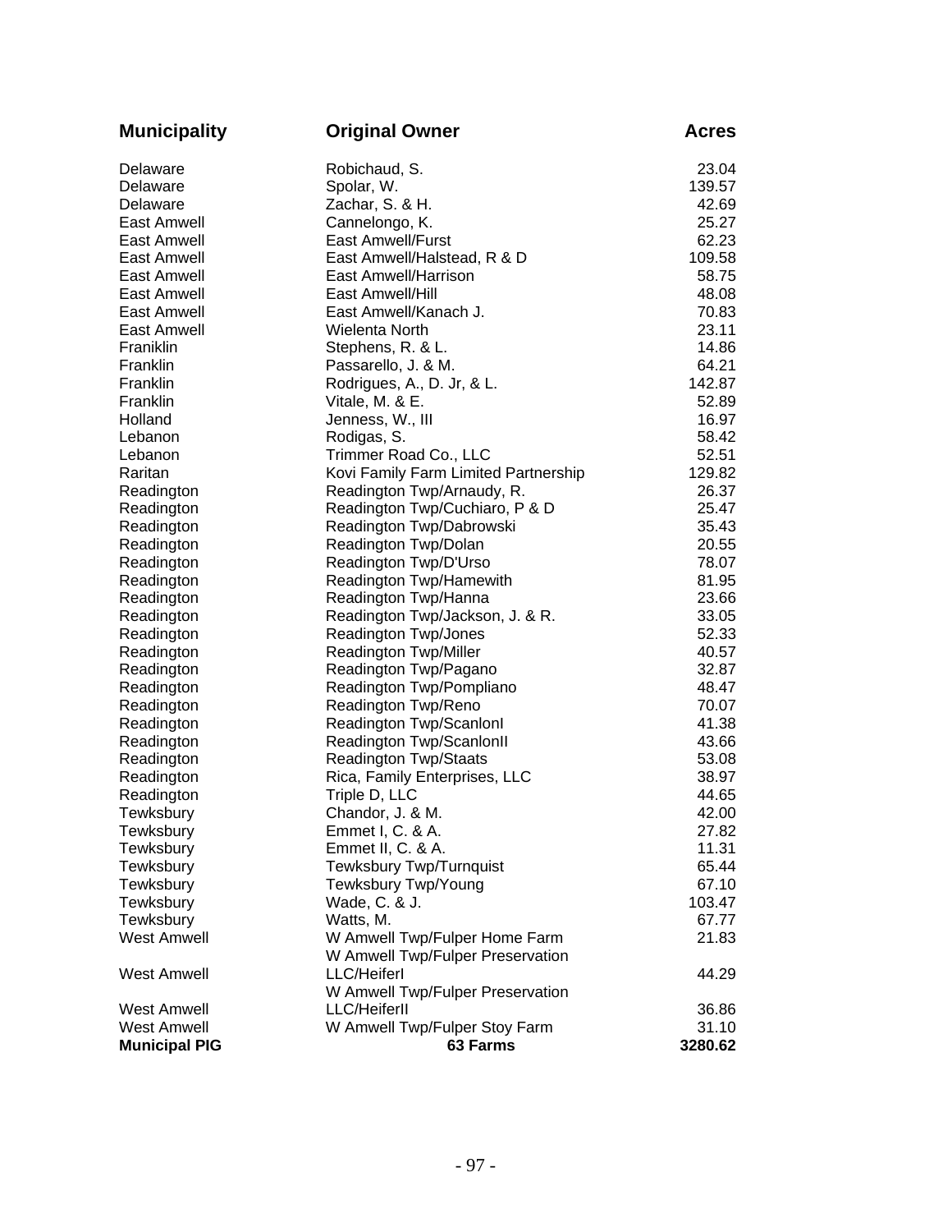| Municipality | Original Owner | Acres |
|---|---|---|
| Delaware | Robichaud, S. | 23.04 |
| Delaware | Spolar, W. | 139.57 |
| Delaware | Zachar, S. & H. | 42.69 |
| East Amwell | Cannelongo, K. | 25.27 |
| East Amwell | East Amwell/Furst | 62.23 |
| East Amwell | East Amwell/Halstead, R & D | 109.58 |
| East Amwell | East Amwell/Harrison | 58.75 |
| East Amwell | East Amwell/Hill | 48.08 |
| East Amwell | East Amwell/Kanach J. | 70.83 |
| East Amwell | Wielenta North | 23.11 |
| Franiklin | Stephens, R. & L. | 14.86 |
| Franklin | Passarello, J. & M. | 64.21 |
| Franklin | Rodrigues, A., D. Jr, & L. | 142.87 |
| Franklin | Vitale, M. & E. | 52.89 |
| Holland | Jenness, W., III | 16.97 |
| Lebanon | Rodigas, S. | 58.42 |
| Lebanon | Trimmer Road Co., LLC | 52.51 |
| Raritan | Kovi Family Farm Limited Partnership | 129.82 |
| Readington | Readington Twp/Arnaudy, R. | 26.37 |
| Readington | Readington Twp/Cuchiaro, P & D | 25.47 |
| Readington | Readington Twp/Dabrowski | 35.43 |
| Readington | Readington Twp/Dolan | 20.55 |
| Readington | Readington Twp/D'Urso | 78.07 |
| Readington | Readington Twp/Hamewith | 81.95 |
| Readington | Readington Twp/Hanna | 23.66 |
| Readington | Readington Twp/Jackson, J. & R. | 33.05 |
| Readington | Readington Twp/Jones | 52.33 |
| Readington | Readington Twp/Miller | 40.57 |
| Readington | Readington Twp/Pagano | 32.87 |
| Readington | Readington Twp/Pompliano | 48.47 |
| Readington | Readington Twp/Reno | 70.07 |
| Readington | Readington Twp/ScanlonI | 41.38 |
| Readington | Readington Twp/ScanlonII | 43.66 |
| Readington | Readington Twp/Staats | 53.08 |
| Readington | Rica, Family Enterprises, LLC | 38.97 |
| Readington | Triple D, LLC | 44.65 |
| Tewksbury | Chandor, J. & M. | 42.00 |
| Tewksbury | Emmet I, C. & A. | 27.82 |
| Tewksbury | Emmet II, C. & A. | 11.31 |
| Tewksbury | Tewksbury Twp/Turnquist | 65.44 |
| Tewksbury | Tewksbury Twp/Young | 67.10 |
| Tewksbury | Wade, C. & J. | 103.47 |
| Tewksbury | Watts, M. | 67.77 |
| West Amwell | W Amwell Twp/Fulper Home Farm | 21.83 |
| West Amwell | W Amwell Twp/Fulper Preservation LLC/HeiferI | 44.29 |
| West Amwell | W Amwell Twp/Fulper Preservation LLC/HeiferII | 36.86 |
| West Amwell | W Amwell Twp/Fulper Stoy Farm | 31.10 |
| **Municipal PIG** | **63 Farms** | **3280.62** |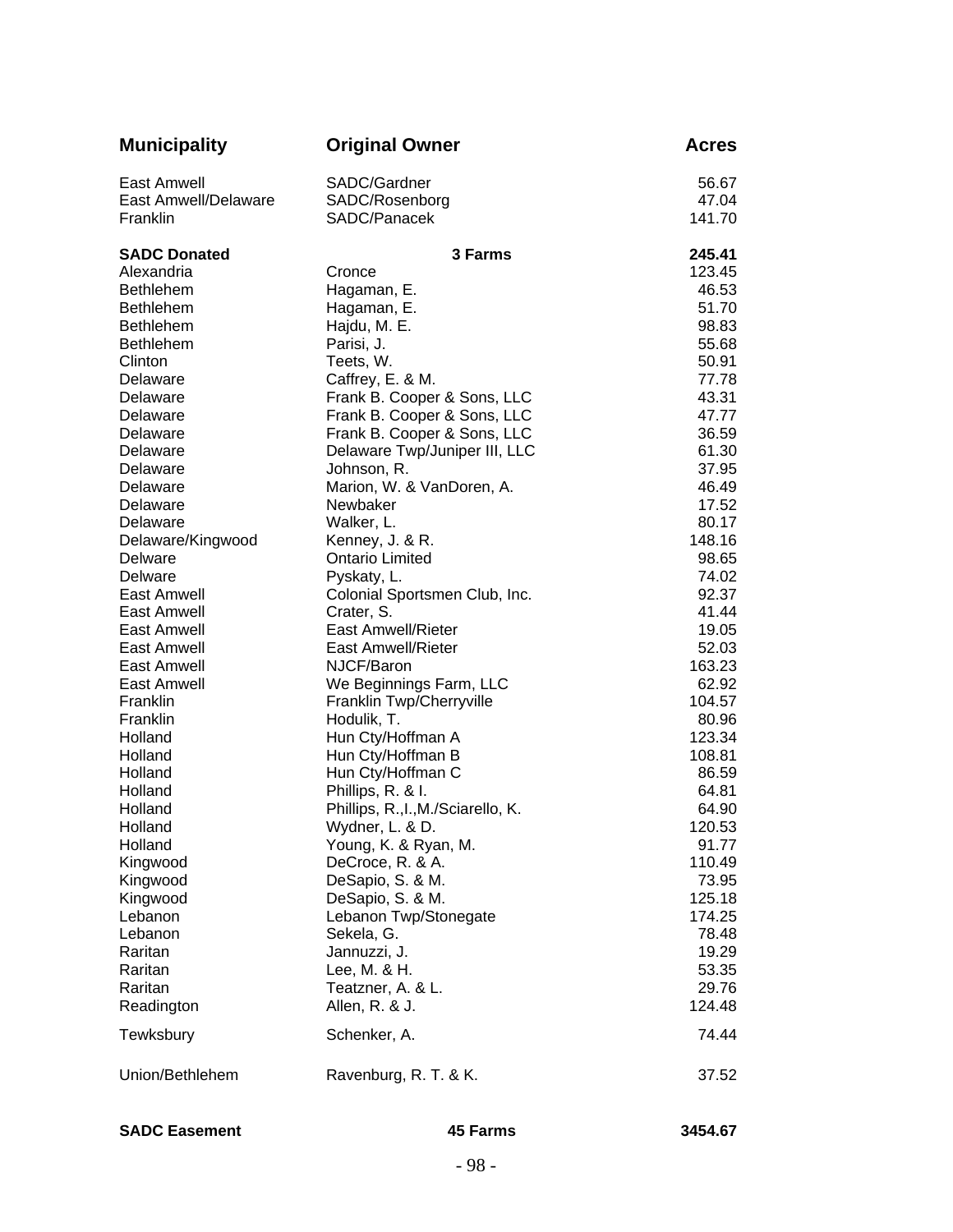| Municipality | Original Owner | Acres |
|---|---|---|
| East Amwell | SADC/Gardner | 56.67 |
| East Amwell/Delaware | SADC/Rosenborg | 47.04 |
| Franklin | SADC/Panacek | 141.70 |
| **SADC Donated** | **3 Farms** | **245.41** |
| Alexandria | Cronce | 123.45 |
| Bethlehem | Hagaman, E. | 46.53 |
| Bethlehem | Hagaman, E. | 51.70 |
| Bethlehem | Hajdu, M. E. | 98.83 |
| Bethlehem | Parisi, J. | 55.68 |
| Clinton | Teets, W. | 50.91 |
| Delaware | Caffrey, E. & M. | 77.78 |
| Delaware | Frank B. Cooper & Sons, LLC | 43.31 |
| Delaware | Frank B. Cooper & Sons, LLC | 47.77 |
| Delaware | Frank B. Cooper & Sons, LLC | 36.59 |
| Delaware | Delaware Twp/Juniper III, LLC | 61.30 |
| Delaware | Johnson, R. | 37.95 |
| Delaware | Marion, W. & VanDoren, A. | 46.49 |
| Delaware | Newbaker | 17.52 |
| Delaware | Walker, L. | 80.17 |
| Delaware/Kingwood | Kenney, J. & R. | 148.16 |
| Delware | Ontario Limited | 98.65 |
| Delware | Pyskaty, L. | 74.02 |
| East Amwell | Colonial Sportsmen Club, Inc. | 92.37 |
| East Amwell | Crater, S. | 41.44 |
| East Amwell | East Amwell/Rieter | 19.05 |
| East Amwell | East Amwell/Rieter | 52.03 |
| East Amwell | NJCF/Baron | 163.23 |
| East Amwell | We Beginnings Farm, LLC | 62.92 |
| Franklin | Franklin Twp/Cherryville | 104.57 |
| Franklin | Hodulik, T. | 80.96 |
| Holland | Hun Cty/Hoffman A | 123.34 |
| Holland | Hun Cty/Hoffman B | 108.81 |
| Holland | Hun Cty/Hoffman C | 86.59 |
| Holland | Phillips, R. & I. | 64.81 |
| Holland | Phillips, R.,I.,M./Sciarello, K. | 64.90 |
| Holland | Wydner, L. & D. | 120.53 |
| Holland | Young, K. & Ryan, M. | 91.77 |
| Kingwood | DeCroce, R. & A. | 110.49 |
| Kingwood | DeSapio, S. & M. | 73.95 |
| Kingwood | DeSapio, S. & M. | 125.18 |
| Lebanon | Lebanon Twp/Stonegate | 174.25 |
| Lebanon | Sekela, G. | 78.48 |
| Raritan | Jannuzzi, J. | 19.29 |
| Raritan | Lee, M. & H. | 53.35 |
| Raritan | Teatzner, A. & L. | 29.76 |
| Readington | Allen, R. & J. | 124.48 |
| Tewksbury | Schenker, A. | 74.44 |
| Union/Bethlehem | Ravenburg, R. T. & K. | 37.52 |
| **SADC Easement** | **45 Farms** | **3454.67** |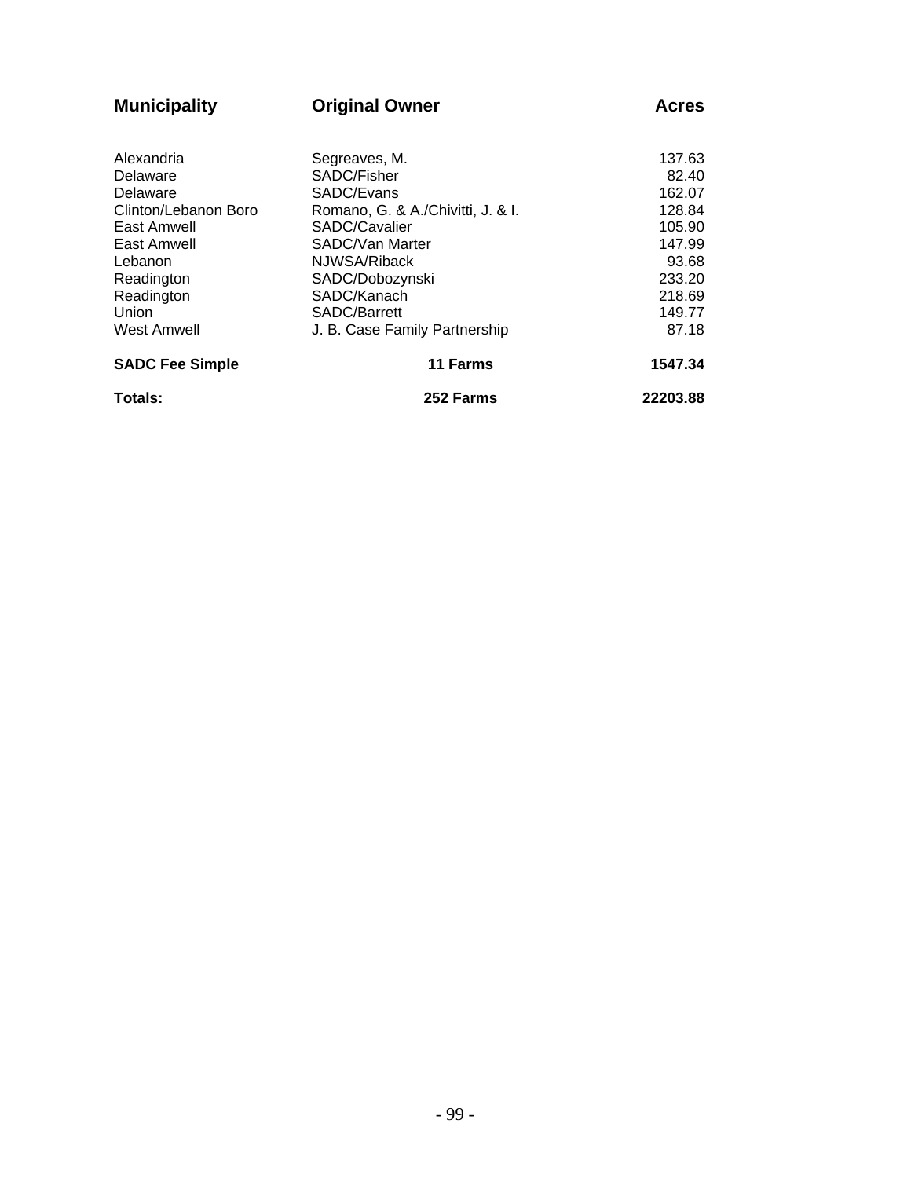| Municipality | Original Owner | Acres |
|---|---|---|
| Alexandria | Segreaves, M. | 137.63 |
| Delaware | SADC/Fisher | 82.40 |
| Delaware | SADC/Evans | 162.07 |
| Clinton/Lebanon Boro | Romano, G. & A./Chivitti, J. & I. | 128.84 |
| East Amwell | SADC/Cavalier | 105.90 |
| East Amwell | SADC/Van Marter | 147.99 |
| Lebanon | NJWSA/Riback | 93.68 |
| Readington | SADC/Dobozynski | 233.20 |
| Readington | SADC/Kanach | 218.69 |
| Union | SADC/Barrett | 149.77 |
| West Amwell | J. B. Case Family Partnership | 87.18 |
| **SADC Fee Simple** | **11 Farms** | **1547.34** |
| **Totals:** | **252 Farms** | **22203.88** |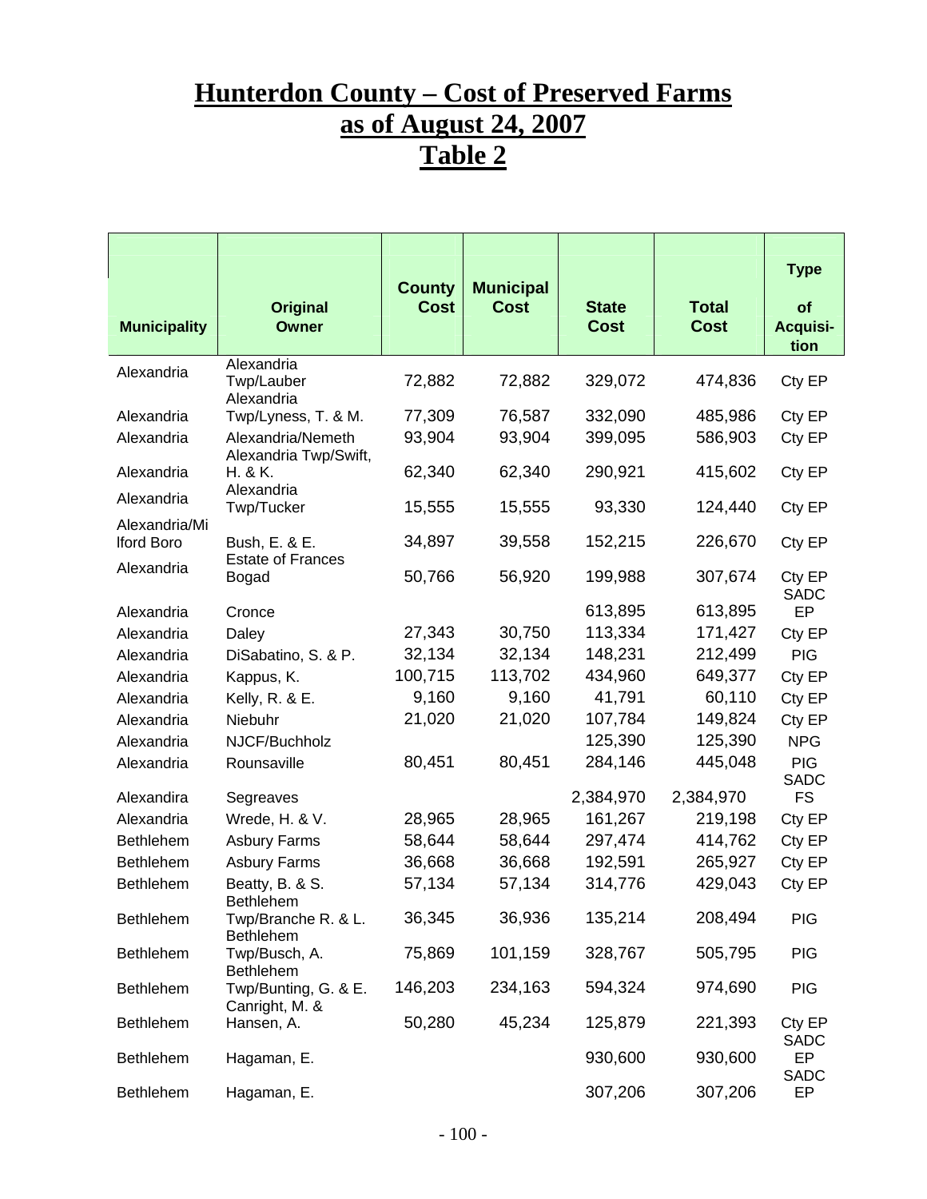# Hunterdon County – Cost of Preserved Farms as of August 24, 2007

# Table 2

| Municipality | Original Owner | County Cost | Municipal Cost | State Cost | Total Cost | Type of Acquisition |
|---|---|---|---|---|---|---|
| Alexandria | Alexandria Twp/Lauber | 72,882 | 72,882 | 329,072 | 474,836 | Cty EP |
| Alexandria | Alexandria Twp/Lyness, T. & M. | 77,309 | 76,587 | 332,090 | 485,986 | Cty EP |
| Alexandria | Alexandria/Nemeth | 93,904 | 93,904 | 399,095 | 586,903 | Cty EP |
| Alexandria | Alexandria Twp/Swift, H. & K. | 62,340 | 62,340 | 290,921 | 415,602 | Cty EP |
| Alexandria | Alexandria Twp/Tucker | 15,555 | 15,555 | 93,330 | 124,440 | Cty EP |
| Alexandria/Milford Boro | Bush, E. & E. | 34,897 | 39,558 | 152,215 | 226,670 | Cty EP |
| Alexandria | Estate of Frances Bogad | 50,766 | 56,920 | 199,988 | 307,674 | Cty EP |
| Alexandria | Cronce | | | 613,895 | 613,895 | SADC EP |
| Alexandria | Daley | 27,343 | 30,750 | 113,334 | 171,427 | Cty EP |
| Alexandria | DiSabatino, S. & P. | 32,134 | 32,134 | 148,231 | 212,499 | PIG |
| Alexandria | Kappus, K. | 100,715 | 113,702 | 434,960 | 649,377 | Cty EP |
| Alexandria | Kelly, R. & E. | 9,160 | 9,160 | 41,791 | 60,110 | Cty EP |
| Alexandria | Niebuhr | 21,020 | 21,020 | 107,784 | 149,824 | Cty EP |
| Alexandria | NJCF/Buchholz | | | 125,390 | 125,390 | NPG |
| Alexandria | Rounsaville | 80,451 | 80,451 | 284,146 | 445,048 | PIG |
| Alexandira | Segreaves | | | 2,384,970 | 2,384,970 | SADC FS |
| Alexandria | Wrede, H. & V. | 28,965 | 28,965 | 161,267 | 219,198 | Cty EP |
| Bethlehem | Asbury Farms | 58,644 | 58,644 | 297,474 | 414,762 | Cty EP |
| Bethlehem | Asbury Farms | 36,668 | 36,668 | 192,591 | 265,927 | Cty EP |
| Bethlehem | Beatty, B. & S. | 57,134 | 57,134 | 314,776 | 429,043 | Cty EP |
| Bethlehem | Bethlehem Twp/Branche R. & L. | 36,345 | 36,936 | 135,214 | 208,494 | PIG |
| Bethlehem | Bethlehem Twp/Busch, A. | 75,869 | 101,159 | 328,767 | 505,795 | PIG |
| Bethlehem | Bethlehem Twp/Bunting, G. & E. | 146,203 | 234,163 | 594,324 | 974,690 | PIG |
| Bethlehem | Canright, M. & Hansen, A. | 50,280 | 45,234 | 125,879 | 221,393 | Cty EP |
| Bethlehem | Hagaman, E. | | | 930,600 | 930,600 | SADC EP |
| Bethlehem | Hagaman, E. | | | 307,206 | 307,206 | SADC EP |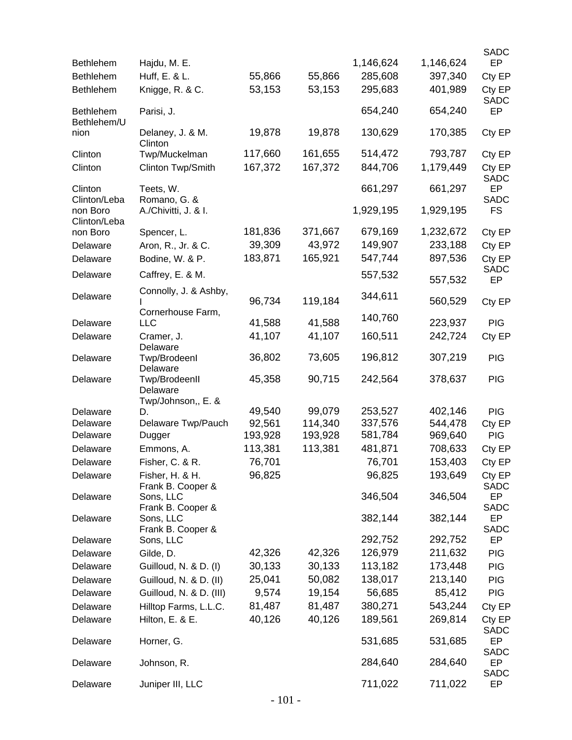| | | | | | | |
|---|---|---|---|---|---|---|
| Bethlehem | Hajdu, M. E. | | | 1,146,624 | 1,146,624 | SADC EP |
| Bethlehem | Huff, E. & L. | 55,866 | 55,866 | 285,608 | 397,340 | Cty EP |
| Bethlehem | Knigge, R. & C. | 53,153 | 53,153 | 295,683 | 401,989 | Cty EP |
| Bethlehem | Parisi, J. | | | 654,240 | 654,240 | SADC EP |
| Bethlehem/Union | Delaney, J. & M. | 19,878 | 19,878 | 130,629 | 170,385 | Cty EP |
| Clinton | Clinton Twp/Muckelman | 117,660 | 161,655 | 514,472 | 793,787 | Cty EP |
| Clinton | Clinton Twp/Smith | 167,372 | 167,372 | 844,706 | 1,179,449 | Cty EP |
| Clinton | Teets, W. | | | 661,297 | 661,297 | SADC EP |
| Clinton/Lebanon Boro | Romano, G. & A./Chivitti, J. & I. | | | 1,929,195 | 1,929,195 | SADC FS |
| Clinton/Lebanon Boro | Spencer, L. | 181,836 | 371,667 | 679,169 | 1,232,672 | Cty EP |
| Delaware | Aron, R., Jr. & C. | 39,309 | 43,972 | 149,907 | 233,188 | Cty EP |
| Delaware | Bodine, W. & P. | 183,871 | 165,921 | 547,744 | 897,536 | Cty EP |
| Delaware | Caffrey, E. & M. | | | 557,532 | 557,532 | SADC EP |
| Delaware | Connolly, J. & Ashby, I | 96,734 | 119,184 | 344,611 | 560,529 | Cty EP |
| Delaware | Cornerhouse Farm, LLC | 41,588 | 41,588 | 140,760 | 223,937 | PIG |
| Delaware | Cramer, J. | 41,107 | 41,107 | 160,511 | 242,724 | Cty EP |
| Delaware | Delaware Twp/BrodeenI | 36,802 | 73,605 | 196,812 | 307,219 | PIG |
| Delaware | Delaware Twp/BrodeenII | 45,358 | 90,715 | 242,564 | 378,637 | PIG |
| Delaware | Delaware Twp/Johnson,, E. & D. | 49,540 | 99,079 | 253,527 | 402,146 | PIG |
| Delaware | Delaware Twp/Pauch | 92,561 | 114,340 | 337,576 | 544,478 | Cty EP |
| Delaware | Dugger | 193,928 | 193,928 | 581,784 | 969,640 | PIG |
| Delaware | Emmons, A. | 113,381 | 113,381 | 481,871 | 708,633 | Cty EP |
| Delaware | Fisher, C. & R. | 76,701 | | 76,701 | 153,403 | Cty EP |
| Delaware | Fisher, H. & H. | 96,825 | | 96,825 | 193,649 | Cty EP |
| Delaware | Frank B. Cooper & Sons, LLC | | | 346,504 | 346,504 | SADC EP |
| Delaware | Frank B. Cooper & Sons, LLC | | | 382,144 | 382,144 | SADC EP |
| Delaware | Frank B. Cooper & Sons, LLC | | | 292,752 | 292,752 | SADC EP |
| Delaware | Gilde, D. | 42,326 | 42,326 | 126,979 | 211,632 | PIG |
| Delaware | Guilloud, N. & D. (I) | 30,133 | 30,133 | 113,182 | 173,448 | PIG |
| Delaware | Guilloud, N. & D. (II) | 25,041 | 50,082 | 138,017 | 213,140 | PIG |
| Delaware | Guilloud, N. & D. (III) | 9,574 | 19,154 | 56,685 | 85,412 | PIG |
| Delaware | Hilltop Farms, L.L.C. | 81,487 | 81,487 | 380,271 | 543,244 | Cty EP |
| Delaware | Hilton, E. & E. | 40,126 | 40,126 | 189,561 | 269,814 | Cty EP |
| Delaware | Horner, G. | | | 531,685 | 531,685 | SADC EP |
| Delaware | Johnson, R. | | | 284,640 | 284,640 | SADC EP |
| Delaware | Juniper III, LLC | | | 711,022 | 711,022 | SADC EP |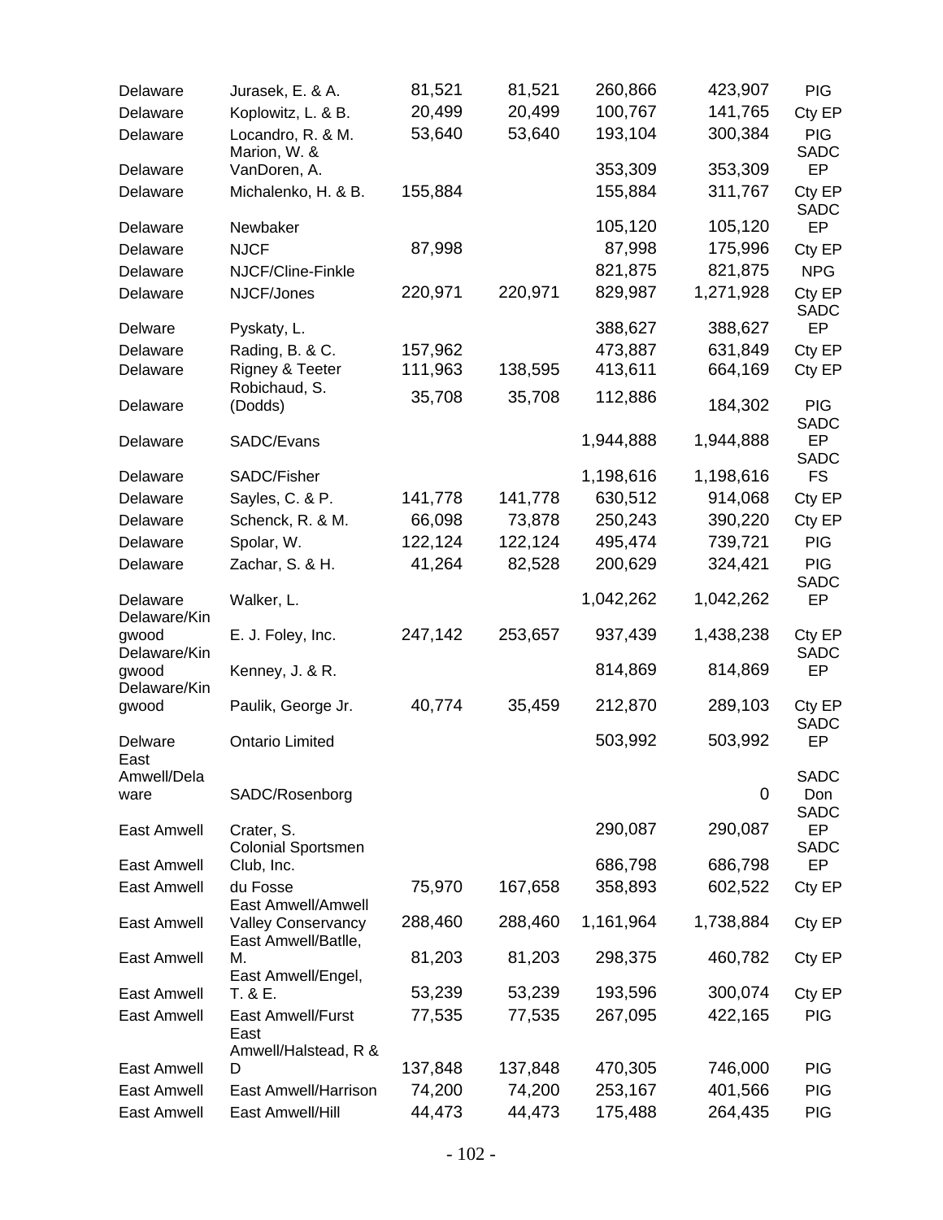| | | | | | | |
|---|---|---|---|---|---|---|
| Delaware | Jurasek, E. & A. | 81,521 | 81,521 | 260,866 | 423,907 | PIG |
| Delaware | Koplowitz, L. & B. | 20,499 | 20,499 | 100,767 | 141,765 | Cty EP |
| Delaware | Locandro, R. & M. | 53,640 | 53,640 | 193,104 | 300,384 | PIG |
| Delaware | Marion, W. & VanDoren, A. | | | 353,309 | 353,309 | SADC EP |
| Delaware | Michalenko, H. & B. | 155,884 | | 155,884 | 311,767 | Cty EP |
| Delaware | Newbaker | | | 105,120 | 105,120 | SADC EP |
| Delaware | NJCF | 87,998 | | 87,998 | 175,996 | Cty EP |
| Delaware | NJCF/Cline-Finkle | | | 821,875 | 821,875 | NPG |
| Delaware | NJCF/Jones | 220,971 | 220,971 | 829,987 | 1,271,928 | Cty EP |
| Delware | Pyskaty, L. | | | 388,627 | 388,627 | SADC EP |
| Delaware | Rading, B. & C. | 157,962 | | 473,887 | 631,849 | Cty EP |
| Delaware | Rigney & Teeter | 111,963 | 138,595 | 413,611 | 664,169 | Cty EP |
| Delaware | Robichaud, S. (Dodds) | 35,708 | 35,708 | 112,886 | 184,302 | PIG |
| Delaware | SADC/Evans | | | 1,944,888 | 1,944,888 | SADC EP |
| Delaware | SADC/Fisher | | | 1,198,616 | 1,198,616 | SADC FS |
| Delaware | Sayles, C. & P. | 141,778 | 141,778 | 630,512 | 914,068 | Cty EP |
| Delaware | Schenck, R. & M. | 66,098 | 73,878 | 250,243 | 390,220 | Cty EP |
| Delaware | Spolar, W. | 122,124 | 122,124 | 495,474 | 739,721 | PIG |
| Delaware | Zachar, S. & H. | 41,264 | 82,528 | 200,629 | 324,421 | PIG |
| Delaware | Walker, L. | | | 1,042,262 | 1,042,262 | SADC EP |
| Delaware/Kingwood | E. J. Foley, Inc. | 247,142 | 253,657 | 937,439 | 1,438,238 | Cty EP |
| Delaware/Kingwood | Kenney, J. & R. | | | 814,869 | 814,869 | SADC EP |
| Delaware/Kingwood | Paulik, George Jr. | 40,774 | 35,459 | 212,870 | 289,103 | Cty EP |
| Delware | Ontario Limited | | | 503,992 | 503,992 | SADC EP |
| East Amwell/Delaware | SADC/Rosenborg | | | | 0 | SADC Don |
| East Amwell | Crater, S. | | | 290,087 | 290,087 | SADC EP |
| East Amwell | Colonial Sportsmen Club, Inc. | | | 686,798 | 686,798 | SADC EP |
| East Amwell | du Fosse | 75,970 | 167,658 | 358,893 | 602,522 | Cty EP |
| East Amwell | East Amwell/Amwell Valley Conservancy | 288,460 | 288,460 | 1,161,964 | 1,738,884 | Cty EP |
| East Amwell | East Amwell/Batlle, M. | 81,203 | 81,203 | 298,375 | 460,782 | Cty EP |
| East Amwell | East Amwell/Engel, T. & E. | 53,239 | 53,239 | 193,596 | 300,074 | Cty EP |
| East Amwell | East Amwell/Furst | 77,535 | 77,535 | 267,095 | 422,165 | PIG |
| East Amwell | East Amwell/Halstead, R & D | 137,848 | 137,848 | 470,305 | 746,000 | PIG |
| East Amwell | East Amwell/Harrison | 74,200 | 74,200 | 253,167 | 401,566 | PIG |
| East Amwell | East Amwell/Hill | 44,473 | 44,473 | 175,488 | 264,435 | PIG |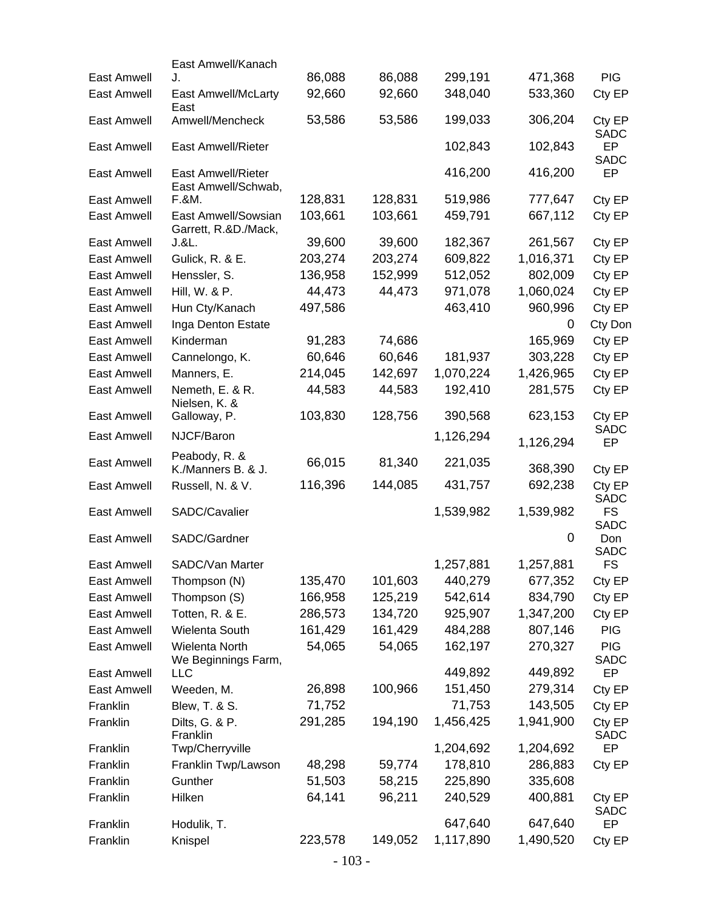| | | | | | | |
|---|---|---|---|---|---|---|
| East Amwell | East Amwell/Kanach J. | 86,088 | 86,088 | 299,191 | 471,368 | PIG |
| East Amwell | East Amwell/McLarty | 92,660 | 92,660 | 348,040 | 533,360 | Cty EP |
| East Amwell | East Amwell/Mencheck | 53,586 | 53,586 | 199,033 | 306,204 | Cty EP |
| East Amwell | East Amwell/Rieter | | | 102,843 | 102,843 | SADC EP |
| East Amwell | East Amwell/Rieter | | | 416,200 | 416,200 | SADC EP |
| East Amwell | East Amwell/Schwab, F.&M. | 128,831 | 128,831 | 519,986 | 777,647 | Cty EP |
| East Amwell | East Amwell/Sowsian | 103,661 | 103,661 | 459,791 | 667,112 | Cty EP |
| East Amwell | Garrett, R.&D./Mack, J.&L. | 39,600 | 39,600 | 182,367 | 261,567 | Cty EP |
| East Amwell | Gulick, R. & E. | 203,274 | 203,274 | 609,822 | 1,016,371 | Cty EP |
| East Amwell | Henssler, S. | 136,958 | 152,999 | 512,052 | 802,009 | Cty EP |
| East Amwell | Hill, W. & P. | 44,473 | 44,473 | 971,078 | 1,060,024 | Cty EP |
| East Amwell | Hun Cty/Kanach | 497,586 | | 463,410 | 960,996 | Cty EP |
| East Amwell | Inga Denton Estate | | | | 0 | Cty Don |
| East Amwell | Kinderman | 91,283 | 74,686 | | 165,969 | Cty EP |
| East Amwell | Cannelongo, K. | 60,646 | 60,646 | 181,937 | 303,228 | Cty EP |
| East Amwell | Manners, E. | 214,045 | 142,697 | 1,070,224 | 1,426,965 | Cty EP |
| East Amwell | Nemeth, E. & R. | 44,583 | 44,583 | 192,410 | 281,575 | Cty EP |
| East Amwell | Nielsen, K. & Galloway, P. | 103,830 | 128,756 | 390,568 | 623,153 | Cty EP |
| East Amwell | NJCF/Baron | | | 1,126,294 | 1,126,294 | SADC EP |
| East Amwell | Peabody, R. & K./Manners B. & J. | 66,015 | 81,340 | 221,035 | 368,390 | Cty EP |
| East Amwell | Russell, N. & V. | 116,396 | 144,085 | 431,757 | 692,238 | Cty EP |
| East Amwell | SADC/Cavalier | | | 1,539,982 | 1,539,982 | SADC FS |
| East Amwell | SADC/Gardner | | | | 0 | SADC Don |
| East Amwell | SADC/Van Marter | | | 1,257,881 | 1,257,881 | SADC FS |
| East Amwell | Thompson (N) | 135,470 | 101,603 | 440,279 | 677,352 | Cty EP |
| East Amwell | Thompson (S) | 166,958 | 125,219 | 542,614 | 834,790 | Cty EP |
| East Amwell | Totten, R. & E. | 286,573 | 134,720 | 925,907 | 1,347,200 | Cty EP |
| East Amwell | Wielenta South | 161,429 | 161,429 | 484,288 | 807,146 | PIG |
| East Amwell | Wielenta North | 54,065 | 54,065 | 162,197 | 270,327 | PIG |
| East Amwell | We Beginnings Farm, LLC | | | 449,892 | 449,892 | SADC EP |
| East Amwell | Weeden, M. | 26,898 | 100,966 | 151,450 | 279,314 | Cty EP |
| Franklin | Blew, T. & S. | 71,752 | | 71,753 | 143,505 | Cty EP |
| Franklin | Dilts, G. & P. | 291,285 | 194,190 | 1,456,425 | 1,941,900 | Cty EP |
| Franklin | Franklin Twp/Cherryville | | | 1,204,692 | 1,204,692 | SADC EP |
| Franklin | Franklin Twp/Lawson | 48,298 | 59,774 | 178,810 | 286,883 | Cty EP |
| Franklin | Gunther | 51,503 | 58,215 | 225,890 | 335,608 | |
| Franklin | Hilken | 64,141 | 96,211 | 240,529 | 400,881 | Cty EP |
| Franklin | Hodulik, T. | | | 647,640 | 647,640 | SADC EP |
| Franklin | Knispel | 223,578 | 149,052 | 1,117,890 | 1,490,520 | Cty EP |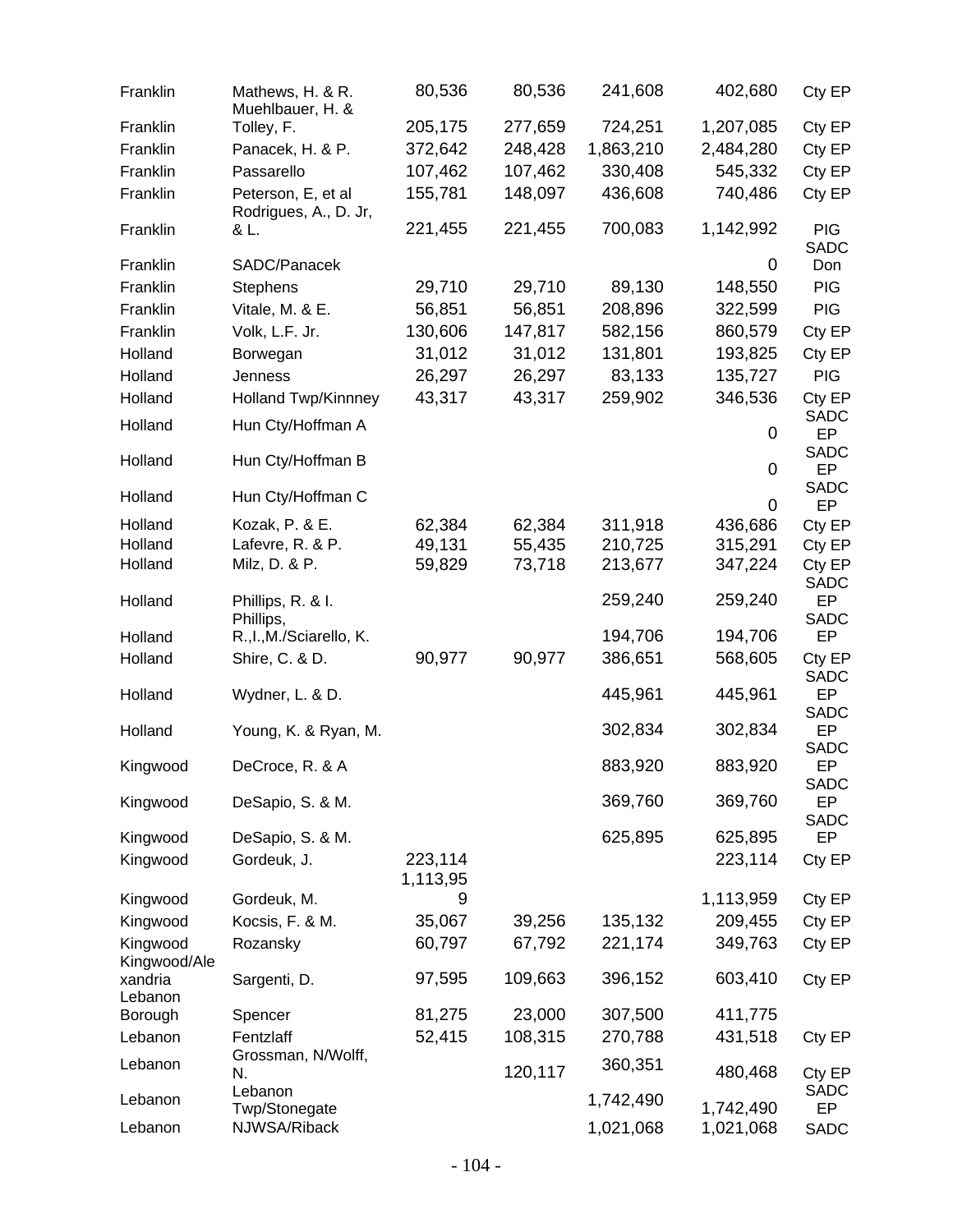| | | | | | | |
|---|---|---|---|---|---|---|
| Franklin | Mathews, H. & R. | 80,536 | 80,536 | 241,608 | 402,680 | Cty EP |
| Franklin | Muehlbauer, H. & Tolley, F. | 205,175 | 277,659 | 724,251 | 1,207,085 | Cty EP |
| Franklin | Panacek, H. & P. | 372,642 | 248,428 | 1,863,210 | 2,484,280 | Cty EP |
| Franklin | Passarello | 107,462 | 107,462 | 330,408 | 545,332 | Cty EP |
| Franklin | Peterson, E, et al | 155,781 | 148,097 | 436,608 | 740,486 | Cty EP |
| Franklin | Rodrigues, A., D. Jr, & L. | 221,455 | 221,455 | 700,083 | 1,142,992 | PIG |
| Franklin | SADC/Panacek | | | | 0 | SADC Don |
| Franklin | Stephens | 29,710 | 29,710 | 89,130 | 148,550 | PIG |
| Franklin | Vitale, M. & E. | 56,851 | 56,851 | 208,896 | 322,599 | PIG |
| Franklin | Volk, L.F. Jr. | 130,606 | 147,817 | 582,156 | 860,579 | Cty EP |
| Holland | Borwegan | 31,012 | 31,012 | 131,801 | 193,825 | Cty EP |
| Holland | Jenness | 26,297 | 26,297 | 83,133 | 135,727 | PIG |
| Holland | Holland Twp/Kinnney | 43,317 | 43,317 | 259,902 | 346,536 | Cty EP |
| Holland | Hun Cty/Hoffman A | | | | 0 | SADC EP |
| Holland | Hun Cty/Hoffman B | | | | 0 | SADC EP |
| Holland | Hun Cty/Hoffman C | | | | 0 | SADC EP |
| Holland | Kozak, P. & E. | 62,384 | 62,384 | 311,918 | 436,686 | Cty EP |
| Holland | Lafevre, R. & P. | 49,131 | 55,435 | 210,725 | 315,291 | Cty EP |
| Holland | Milz, D. & P. | 59829 | 73,718 | 213,677 | 347,224 | Cty EP |
| Holland | Phillips, R. & I. | | | 259,240 | 259,240 | SADC EP |
| Holland | Phillips, R.,I.,M./Sciarello, K. | | | 194,706 | 194,706 | SADC EP |
| Holland | Shire, C. & D. | 90,977 | 90,977 | 386,651 | 568,605 | Cty EP |
| Holland | Wydner, L. & D. | | | 445,961 | 445,961 | SADC EP |
| Holland | Young, K. & Ryan, M. | | | 302,834 | 302,834 | SADC EP |
| Kingwood | DeCroce, R. & A | | | 883,920 | 883,920 | SADC EP |
| Kingwood | DeSapio, S. & M. | | | 369,760 | 369,760 | SADC EP |
| Kingwood | DeSapio, S. & M. | | | 625,895 | 625,895 | SADC EP |
| Kingwood | Gordeuk, J. | 223,114 | | | 223,114 | Cty EP |
| Kingwood | Gordeuk, M. | 1,113,959 | | | 1,113,959 | Cty EP |
| Kingwood | Kocsis, F. & M. | 35,067 | 39,256 | 135,132 | 209,455 | Cty EP |
| Kingwood | Rozansky | 60,797 | 67,792 | 221,174 | 349,763 | Cty EP |
| Kingwood/Alexandria | Sargenti, D. | 97,595 | 109,663 | 396,152 | 603,410 | Cty EP |
| Lebanon Borough | Spencer | 81,275 | 23,000 | 307,500 | 411,775 | |
| Lebanon | Fentzlaff | 52,415 | 108,315 | 270,788 | 431,518 | Cty EP |
| Lebanon | Grossman, N/Wolff, N. | | 120,117 | 360,351 | 480,468 | Cty EP |
| Lebanon | Lebanon Twp/Stonegate | | | 1,742,490 | 1,742,490 | SADC EP |
| Lebanon | NJWSA/Riback | | | 1,021,068 | 1,021,068 | SADC |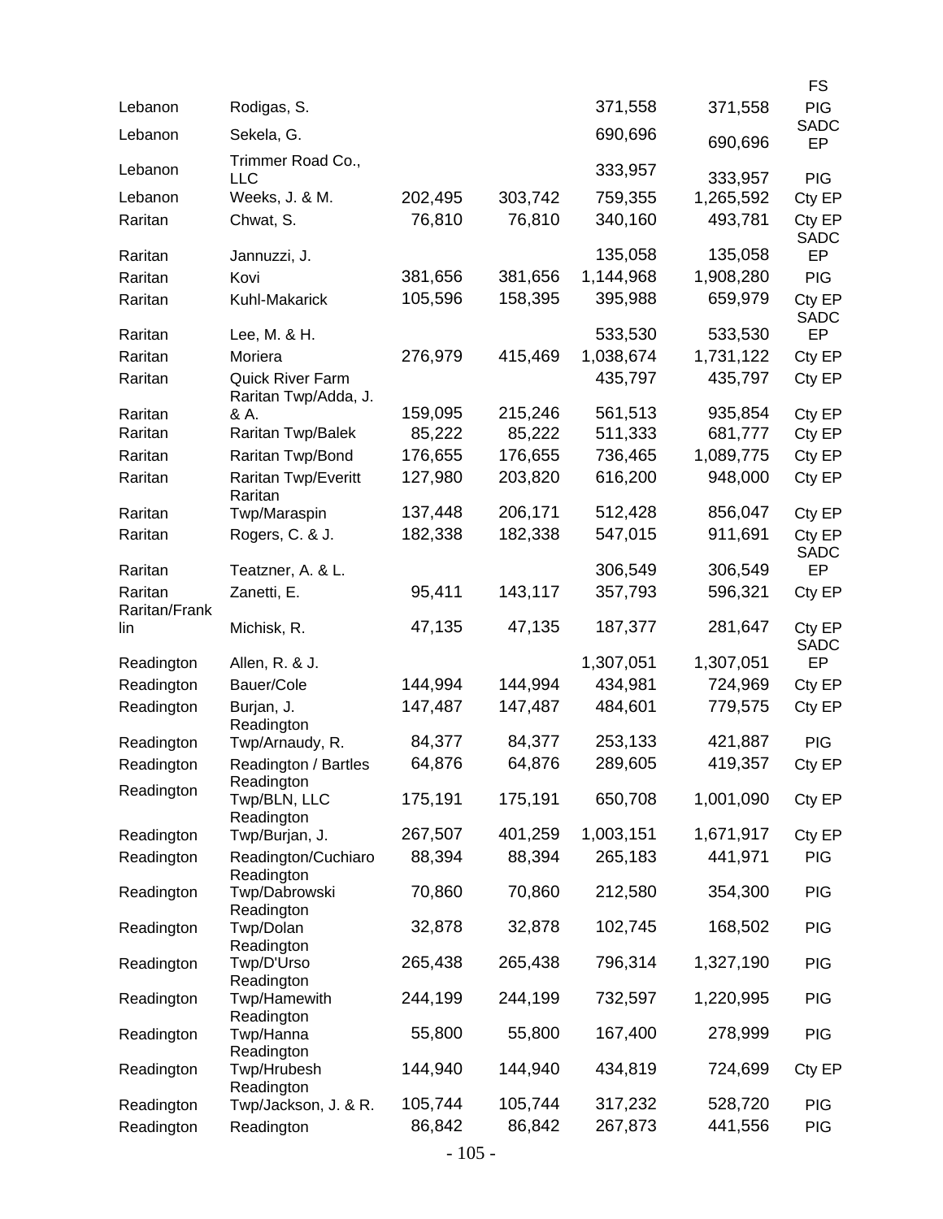| | | | | | | FS |
|---|---|---|---|---|---|---|
| Lebanon | Rodigas, S. | | | 371,558 | 371,558 | PIG |
| Lebanon | Sekela, G. | | | 690,696 | 690,696 | SADC EP |
| Lebanon | Trimmer Road Co., LLC | | | 333,957 | 333,957 | PIG |
| Lebanon | Weeks, J. & M. | 202,495 | 303,742 | 759,355 | 1,265,592 | Cty EP |
| Raritan | Chwat, S. | 76,810 | 76,810 | 340,160 | 493,781 | Cty EP |
| Raritan | Jannuzzi, J. | | | 135,058 | 135,058 | SADC EP |
| Raritan | Kovi | 381,656 | 381,656 | 1,144,968 | 1,908,280 | PIG |
| Raritan | Kuhl-Makarick | 105,596 | 158,395 | 395,988 | 659,979 | Cty EP |
| Raritan | Lee, M. & H. | | | 533,530 | 533,530 | SADC EP |
| Raritan | Moriera | 276,979 | 415,469 | 1,038,674 | 1,731,122 | Cty EP |
| Raritan | Quick River Farm | | | 435,797 | 435,797 | Cty EP |
| Raritan | Raritan Twp/Adda, J. & A. | 159,095 | 215,246 | 561,513 | 935,854 | Cty EP |
| Raritan | Raritan Twp/Balek | 85,222 | 85,222 | 511,333 | 681,777 | Cty EP |
| Raritan | Raritan Twp/Bond | 176,655 | 176,655 | 736,465 | 1,089,775 | Cty EP |
| Raritan | Raritan Twp/Everitt | 127,980 | 203,820 | 616,200 | 948,000 | Cty EP |
| Raritan | Raritan Twp/Maraspin | 137,448 | 206,171 | 512,428 | 856,047 | Cty EP |
| Raritan | Rogers, C. & J. | 182,338 | 182,338 | 547,015 | 911,691 | Cty EP |
| Raritan | Teatzner, A. & L. | | | 306,549 | 306,549 | SADC EP |
| Raritan | Zanetti, E. | 95,411 | 143,117 | 357,793 | 596,321 | Cty EP |
| Raritan/Franklin | Michisk, R. | 47,135 | 47,135 | 187,377 | 281,647 | Cty EP |
| Readington | Allen, R. & J. | | | 1,307,051 | 1,307,051 | SADC EP |
| Readington | Bauer/Cole | 144,994 | 144,994 | 434,981 | 724,969 | Cty EP |
| Readington | Burjan, J. | 147,487 | 147,487 | 484,601 | 779,575 | Cty EP |
| Readington | Readington Twp/Arnaudy, R. | 84,377 | 84,377 | 253,133 | 421,887 | PIG |
| Readington | Readington / Bartles | 64,876 | 64,876 | 289,605 | 419,357 | Cty EP |
| Readington | Readington Twp/BLN, LLC | 175,191 | 175,191 | 650,708 | 1,001,090 | Cty EP |
| Readington | Readington Twp/Burjan, J. | 267,507 | 401,259 | 1,003,151 | 1,671,917 | Cty EP |
| Readington | Readington/Cuchiaro | 88,394 | 88,394 | 265,183 | 441,971 | PIG |
| Readington | Readington Twp/Dabrowski | 70,860 | 70,860 | 212,580 | 354,300 | PIG |
| Readington | Readington Twp/Dolan | 32,878 | 32,878 | 102,745 | 168,502 | PIG |
| Readington | Readington Twp/D'Urso | 265,438 | 265,438 | 796,314 | 1,327,190 | PIG |
| Readington | Readington Twp/Hamewith | 244,199 | 244,199 | 732,597 | 1,220,995 | PIG |
| Readington | Readington Twp/Hanna | 55,800 | 55,800 | 167,400 | 278,999 | PIG |
| Readington | Readington Twp/Hrubesh | 144,940 | 144,940 | 434,819 | 724,699 | Cty EP |
| Readington | Readington Twp/Jackson, J. & R. | 105,744 | 105,744 | 317,232 | 528,720 | PIG |
| Readington | Readington | 86,842 | 86,842 | 267,873 | 441,556 | PIG |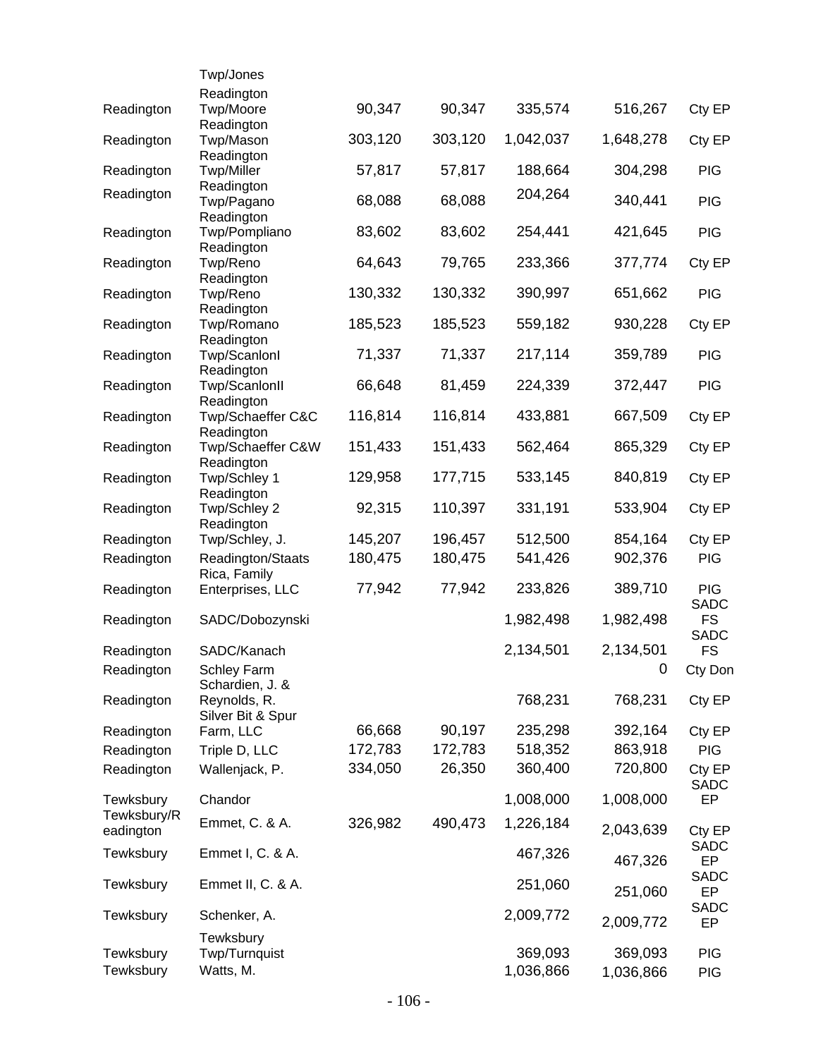| | | | | | | |
|---|---|---|---|---|---|---|
| | Twp/Jones | | | | | |
| Readington | Readington Twp/Moore | 90,347 | 90,347 | 335,574 | 516,267 | Cty EP |
| Readington | Readington Twp/Mason | 303,120 | 303,120 | 1,042,037 | 1,648,278 | Cty EP |
| Readington | Readington Twp/Miller | 57,817 | 57,817 | 188,664 | 304,298 | PIG |
| Readington | Readington Twp/Pagano | 68,088 | 68,088 | 204,264 | 340,441 | PIG |
| Readington | Readington Twp/Pompliano | 83,602 | 83,602 | 254,441 | 421,645 | PIG |
| Readington | Readington Twp/Reno | 64,643 | 79,765 | 233,366 | 377,774 | Cty EP |
| Readington | Readington Twp/Reno | 130,332 | 130,332 | 390,997 | 651,662 | PIG |
| Readington | Readington Twp/Romano | 185,523 | 185,523 | 559,182 | 930,228 | Cty EP |
| Readington | Readington Twp/ScanlonI | 71,337 | 71,337 | 217,114 | 359,789 | PIG |
| Readington | Readington Twp/ScanlonII | 66,648 | 81,459 | 224,339 | 372,447 | PIG |
| Readington | Readington Twp/Schaeffer C&C | 116,814 | 116,814 | 433,881 | 667,509 | Cty EP |
| Readington | Readington Twp/Schaeffer C&W | 151,433 | 151,433 | 562,464 | 865,329 | Cty EP |
| Readington | Readington Twp/Schley 1 | 129,958 | 177,715 | 533,145 | 840,819 | Cty EP |
| Readington | Readington Twp/Schley 2 | 92,315 | 110,397 | 331,191 | 533,904 | Cty EP |
| Readington | Readington Twp/Schley, J. | 145,207 | 196,457 | 512,500 | 854,164 | Cty EP |
| Readington | Readington/Staats | 180,475 | 180,475 | 541,426 | 902,376 | PIG |
| Readington | Rica, Family Enterprises, LLC | 77,942 | 77,942 | 233,826 | 389,710 | PIG |
| Readington | SADC/Dobozynski | | | 1,982,498 | 1,982,498 | SADC FS |
| Readington | SADC/Kanach | | | 2,134,501 | 2,134,501 | SADC FS |
| Readington | Schley Farm | | | | 0 | Cty Don |
| Readington | Schardien, J. & Reynolds, R. | | | 768,231 | 768,231 | Cty EP |
| Readington | Silver Bit & Spur Farm, LLC | 66,668 | 90,197 | 235,298 | 392,164 | Cty EP |
| Readington | Triple D, LLC | 172,783 | 172,783 | 518,352 | 863,918 | PIG |
| Readington | Wallenjack, P. | 334,050 | 26,350 | 360,400 | 720,800 | Cty EP |
| Tewksbury | Chandor | | | 1,008,000 | 1,008,000 | SADC EP |
| Tewksbury/Readington | Emmet, C. & A. | 326,982 | 490,473 | 1,226,184 | 2,043,639 | Cty EP |
| Tewksbury | Emmet I, C. & A. | | | 467,326 | 467,326 | SADC EP |
| Tewksbury | Emmet II, C. & A. | | | 251,060 | 251,060 | SADC EP |
| Tewksbury | Schenker, A. | | | 2,009,772 | 2,009,772 | SADC EP |
| Tewksbury | Tewksbury Twp/Turnquist | | | 369,093 | 369,093 | PIG |
| Tewksbury | Watts, M. | | | 1,036,866 | 1,036,866 | PIG |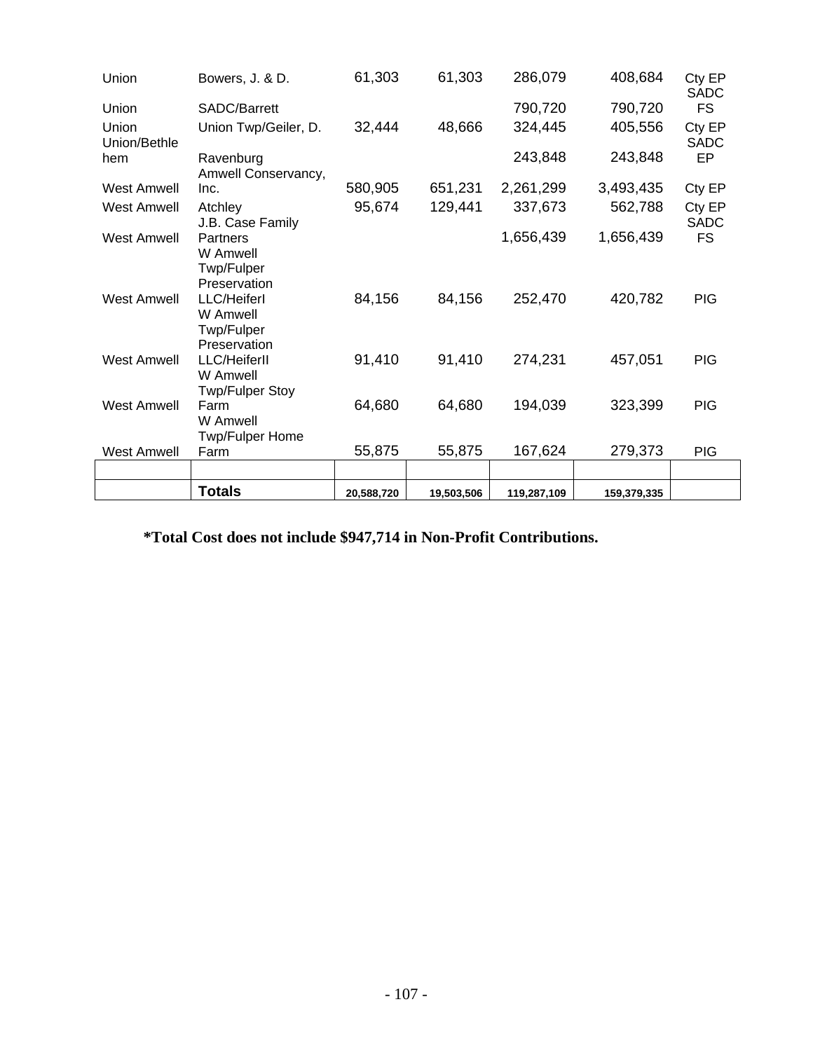| | | | | | | |
|---|---|---|---|---|---|---|
| Union | Bowers, J. & D. | 61,303 | 61,303 | 286,079 | 408,684 | Cty EP |
| Union | SADC/Barrett | | | 790,720 | 790,720 | SADC FS |
| Union | Union Twp/Geiler, D. | 32,444 | 48,666 | 324,445 | 405,556 | Cty EP |
| Union/Bethlehem | Ravenburg | | | 243,848 | 243,848 | SADC EP |
| West Amwell | Amwell Conservancy, Inc. | 580,905 | 651,231 | 2,261,299 | 3,493,435 | Cty EP |
| West Amwell | Atchley | 95,674 | 129,441 | 337,673 | 562,788 | Cty EP |
| West Amwell | J.B. Case Family Partners | | | 1,656,439 | 1,656,439 | SADC FS |
| West Amwell | W Amwell Twp/Fulper Preservation LLC/HeiferI | 84,156 | 84,156 | 252,470 | 420,782 | PIG |
| West Amwell | W Amwell Twp/Fulper Preservation LLC/HeiferII | 91,410 | 91,410 | 274,231 | 457,051 | PIG |
| West Amwell | W Amwell Twp/Fulper Stoy Farm | 64,680 | 64,680 | 194,039 | 323,399 | PIG |
| West Amwell | W Amwell Twp/Fulper Home Farm | 55,875 | 55,875 | 167,624 | 279,373 | PIG |
| | | | | | | |
| | **Totals** | 20,588,720 | 19,503,506 | 119,287,109 | 159,379,335 | |

**\*Total Cost does not include $947,714 in Non-Profit Contributions.**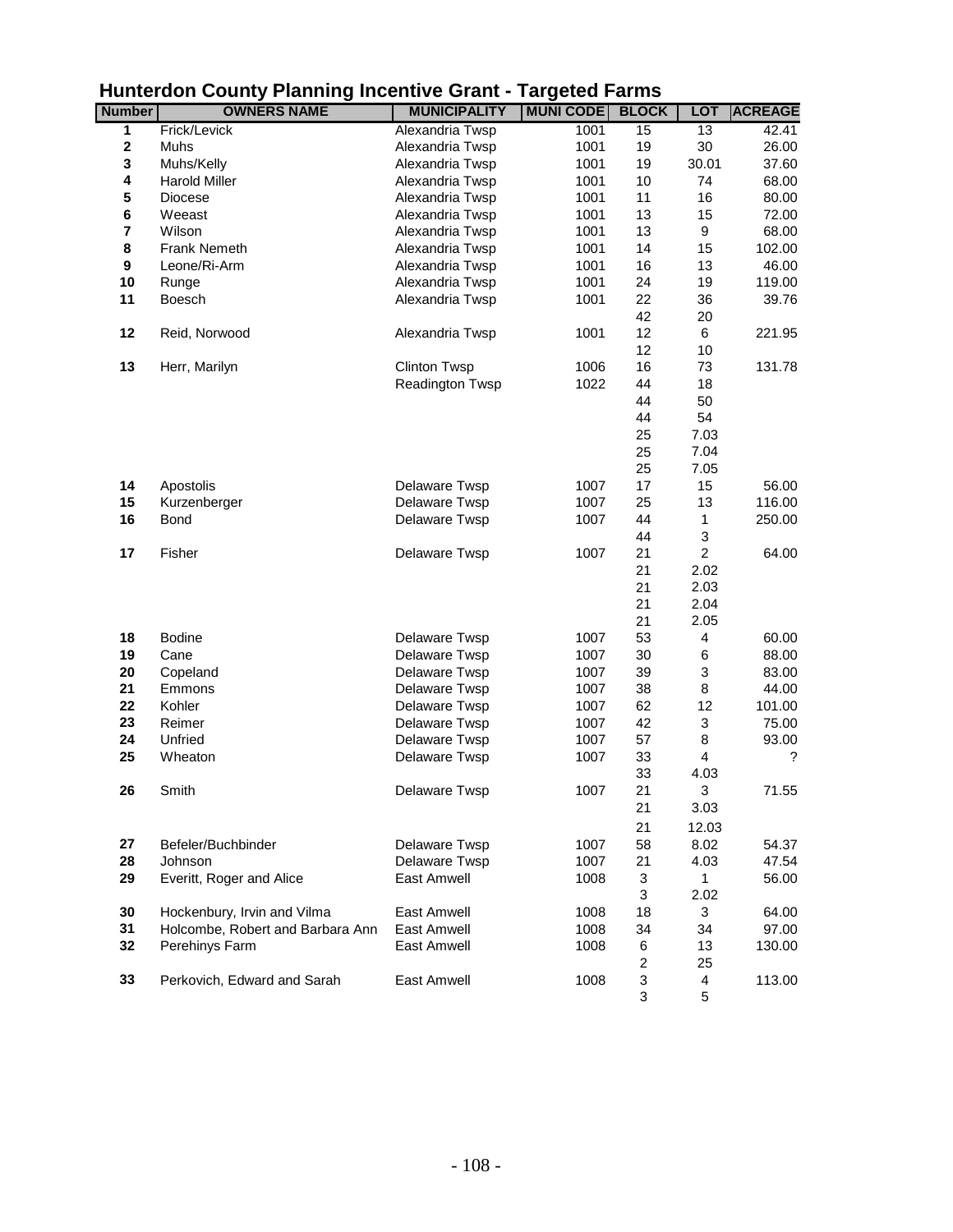# Hunterdon County Planning Incentive Grant - Targeted Farms

| Number | OWNERS NAME | MUNICIPALITY | MUNI CODE | BLOCK | LOT | ACREAGE |
|---|---|---|---|---|---|---|
| 1 | Frick/Levick | Alexandria Twsp | 1001 | 15 | 13 | 42.41 |
| 2 | Muhs | Alexandria Twsp | 1001 | 19 | 30 | 26.00 |
| 3 | Muhs/Kelly | Alexandria Twsp | 1001 | 19 | 30.01 | 37.60 |
| 4 | Harold Miller | Alexandria Twsp | 1001 | 10 | 74 | 68.00 |
| 5 | Diocese | Alexandria Twsp | 1001 | 11 | 16 | 80.00 |
| 6 | Weeast | Alexandria Twsp | 1001 | 13 | 15 | 72.00 |
| 7 | Wilson | Alexandria Twsp | 1001 | 13 | 9 | 68.00 |
| 8 | Frank Nemeth | Alexandria Twsp | 1001 | 14 | 15 | 102.00 |
| 9 | Leone/Ri-Arm | Alexandria Twsp | 1001 | 16 | 13 | 46.00 |
| 10 | Runge | Alexandria Twsp | 1001 | 24 | 19 | 119.00 |
| 11 | Boesch | Alexandria Twsp | 1001 | 22 | 36 | 39.76 |
| | | | | 42 | 20 | |
| 12 | Reid, Norwood | Alexandria Twsp | 1001 | 12 | 6 | 221.95 |
| | | | | 12 | 10 | |
| 13 | Herr, Marilyn | Clinton Twsp | 1006 | 16 | 73 | 131.78 |
| | | Readington Twsp | 1022 | 44 | 18 | |
| | | | | 44 | 50 | |
| | | | | 44 | 54 | |
| | | | | 25 | 7.03 | |
| | | | | 25 | 7.04 | |
| | | | | 25 | 7.05 | |
| 14 | Apostolis | Delaware Twsp | 1007 | 17 | 15 | 56.00 |
| 15 | Kurzenberger | Delaware Twsp | 1007 | 25 | 13 | 116.00 |
| 16 | Bond | Delaware Twsp | 1007 | 44 | 1 | 250.00 |
| | | | | 44 | 3 | |
| 17 | Fisher | Delaware Twsp | 1007 | 21 | 2 | 64.00 |
| | | | | 21 | 2.02 | |
| | | | | 21 | 2.03 | |
| | | | | 21 | 2.04 | |
| | | | | 21 | 2.05 | |
| 18 | Bodine | Delaware Twsp | 1007 | 53 | 4 | 60.00 |
| 19 | Cane | Delaware Twsp | 1007 | 30 | 6 | 88.00 |
| 20 | Copeland | Delaware Twsp | 1007 | 39 | 3 | 83.00 |
| 21 | Emmons | Delaware Twsp | 1007 | 38 | 8 | 44.00 |
| 22 | Kohler | Delaware Twsp | 1007 | 62 | 12 | 101.00 |
| 23 | Reimer | Delaware Twsp | 1007 | 42 | 3 | 75.00 |
| 24 | Unfried | Delaware Twsp | 1007 | 57 | 8 | 93.00 |
| 25 | Wheaton | Delaware Twsp | 1007 | 33 | 4 | ? |
| | | | | 33 | 4.03 | |
| 26 | Smith | Delaware Twsp | 1007 | 21 | 3 | 71.55 |
| | | | | 21 | 3.03 | |
| | | | | 21 | 12.03 | |
| 27 | Befeler/Buchbinder | Delaware Twsp | 1007 | 58 | 8.02 | 54.37 |
| 28 | Johnson | Delaware Twsp | 1007 | 21 | 4.03 | 47.54 |
| 29 | Everitt, Roger and Alice | East Amwell | 1008 | 3 | 1 | 56.00 |
| | | | | 3 | 2.02 | |
| 30 | Hockenbury, Irvin and Vilma | East Amwell | 1008 | 18 | 3 | 64.00 |
| 31 | Holcombe, Robert and Barbara Ann | East Amwell | 1008 | 34 | 34 | 97.00 |
| 32 | Perehinys Farm | East Amwell | 1008 | 6 | 13 | 130.00 |
| | | | | 2 | 25 | |
| 33 | Perkovich, Edward and Sarah | East Amwell | 1008 | 3 | 4 | 113.00 |
| | | | | 3 | 5 | |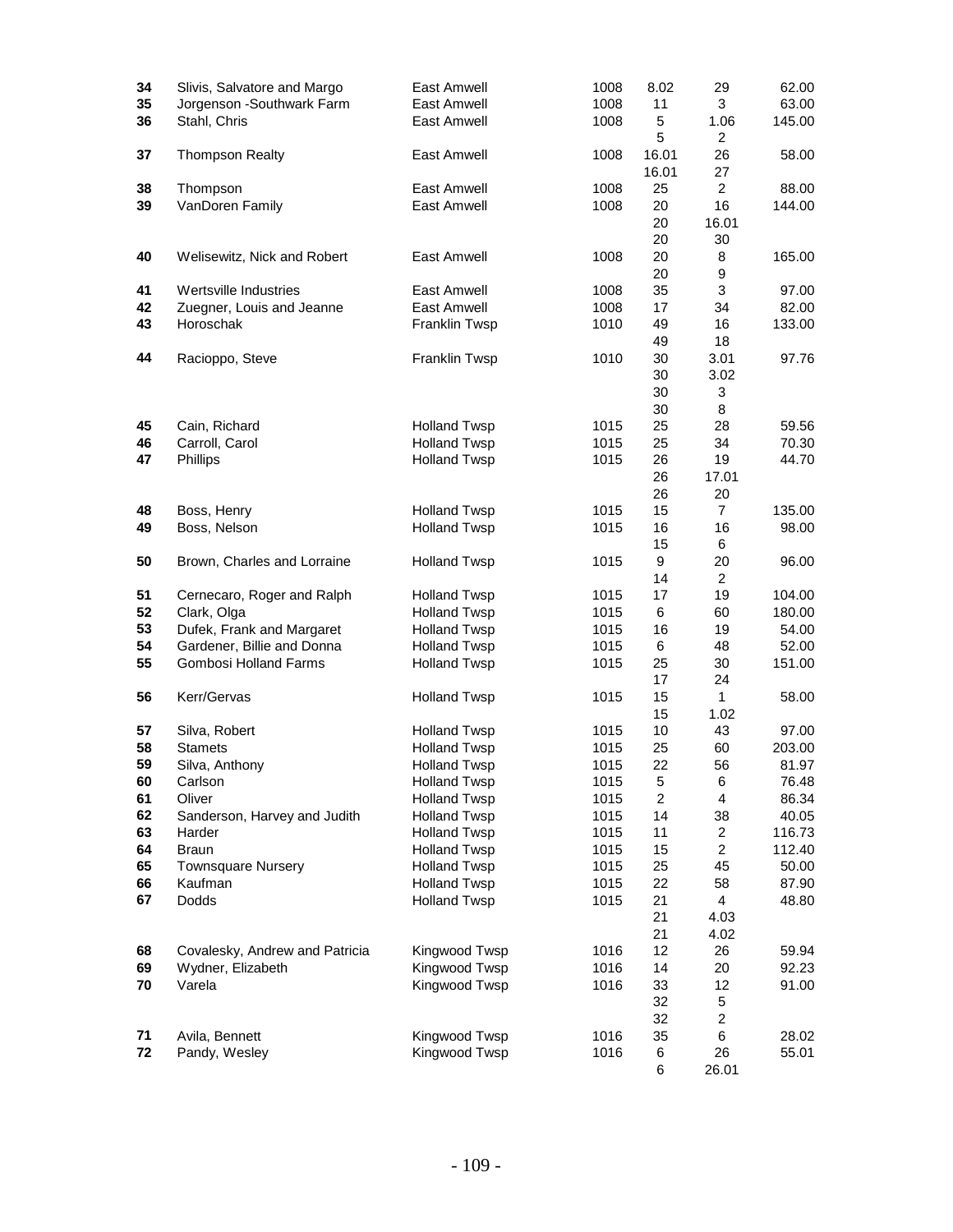| | | | | | | |
|---|---|---|---|---|---|---|
| 34 | Slivis, Salvatore and Margo | East Amwell | 1008 | 8.02 | 29 | 62.00 |
| 35 | Jorgenson -Southwark Farm | East Amwell | 1008 | 11 | 3 | 63.00 |
| 36 | Stahl, Chris | East Amwell | 1008 | 5 | 1.06 | 145.00 |
| | | | | 5 | 2 | |
| 37 | Thompson Realty | East Amwell | 1008 | 16.01 | 26 | 58.00 |
| | | | | 16.01 | 27 | |
| 38 | Thompson | East Amwell | 1008 | 25 | 2 | 88.00 |
| 39 | VanDoren Family | East Amwell | 1008 | 20 | 16 | 144.00 |
| | | | | 20 | 16.01 | |
| | | | | 20 | 30 | |
| 40 | Welisewitz, Nick and Robert | East Amwell | 1008 | 20 | 8 | 165.00 |
| | | | | 20 | 9 | |
| 41 | Wertsville Industries | East Amwell | 1008 | 35 | 3 | 97.00 |
| 42 | Zuegner, Louis and Jeanne | East Amwell | 1008 | 17 | 34 | 82.00 |
| 43 | Horoschak | Franklin Twsp | 1010 | 49 | 16 | 133.00 |
| | | | | 49 | 18 | |
| 44 | Racioppo, Steve | Franklin Twsp | 1010 | 30 | 3.01 | 97.76 |
| | | | | 30 | 3.02 | |
| | | | | 30 | 3 | |
| | | | | 30 | 8 | |
| 45 | Cain, Richard | Holland Twsp | 1015 | 25 | 28 | 59.56 |
| 46 | Carroll, Carol | Holland Twsp | 1015 | 25 | 34 | 70.30 |
| 47 | Phillips | Holland Twsp | 1015 | 26 | 19 | 44.70 |
| | | | | 26 | 17.01 | |
| | | | | 26 | 20 | |
| 48 | Boss, Henry | Holland Twsp | 1015 | 15 | 7 | 135.00 |
| 49 | Boss, Nelson | Holland Twsp | 1015 | 16 | 16 | 98.00 |
| | | | | 15 | 6 | |
| 50 | Brown, Charles and Lorraine | Holland Twsp | 1015 | 9 | 20 | 96.00 |
| | | | | 14 | 2 | |
| 51 | Cernecaro, Roger and Ralph | Holland Twsp | 1015 | 17 | 19 | 104.00 |
| 52 | Clark, Olga | Holland Twsp | 1015 | 6 | 60 | 180.00 |
| 53 | Dufek, Frank and Margaret | Holland Twsp | 1015 | 16 | 19 | 54.00 |
| 54 | Gardener, Billie and Donna | Holland Twsp | 1015 | 6 | 48 | 52.00 |
| 55 | Gombosi Holland Farms | Holland Twsp | 1015 | 25 | 30 | 151.00 |
| | | | | 17 | 24 | |
| 56 | Kerr/Gervas | Holland Twsp | 1015 | 15 | 1 | 58.00 |
| | | | | 15 | 1.02 | |
| 57 | Silva, Robert | Holland Twsp | 1015 | 10 | 43 | 97.00 |
| 58 | Stamets | Holland Twsp | 1015 | 25 | 60 | 203.00 |
| 59 | Silva, Anthony | Holland Twsp | 1015 | 22 | 56 | 81.97 |
| 60 | Carlson | Holland Twsp | 1015 | 5 | 6 | 76.48 |
| 61 | Oliver | Holland Twsp | 1015 | 2 | 4 | 86.34 |
| 62 | Sanderson, Harvey and Judith | Holland Twsp | 1015 | 14 | 38 | 40.05 |
| 63 | Harder | Holland Twsp | 1015 | 11 | 2 | 116.73 |
| 64 | Braun | Holland Twsp | 1015 | 15 | 2 | 112.40 |
| 65 | Townsquare Nursery | Holland Twsp | 1015 | 25 | 45 | 50.00 |
| 66 | Kaufman | Holland Twsp | 1015 | 22 | 58 | 87.90 |
| 67 | Dodds | Holland Twsp | 1015 | 21 | 4 | 48.80 |
| | | | | 21 | 4.03 | |
| | | | | 21 | 4.02 | |
| 68 | Covalesky, Andrew and Patricia | Kingwood Twsp | 1016 | 12 | 26 | 59.94 |
| 69 | Wydner, Elizabeth | Kingwood Twsp | 1016 | 14 | 20 | 92.23 |
| 70 | Varela | Kingwood Twsp | 1016 | 33 | 12 | 91.00 |
| | | | | 32 | 5 | |
| | | | | 32 | 2 | |
| 71 | Avila, Bennett | Kingwood Twsp | 1016 | 35 | 6 | 28.02 |
| 72 | Pandy, Wesley | Kingwood Twsp | 1016 | 6 | 26 | 55.01 |
| | | | | 6 | 26.01 | |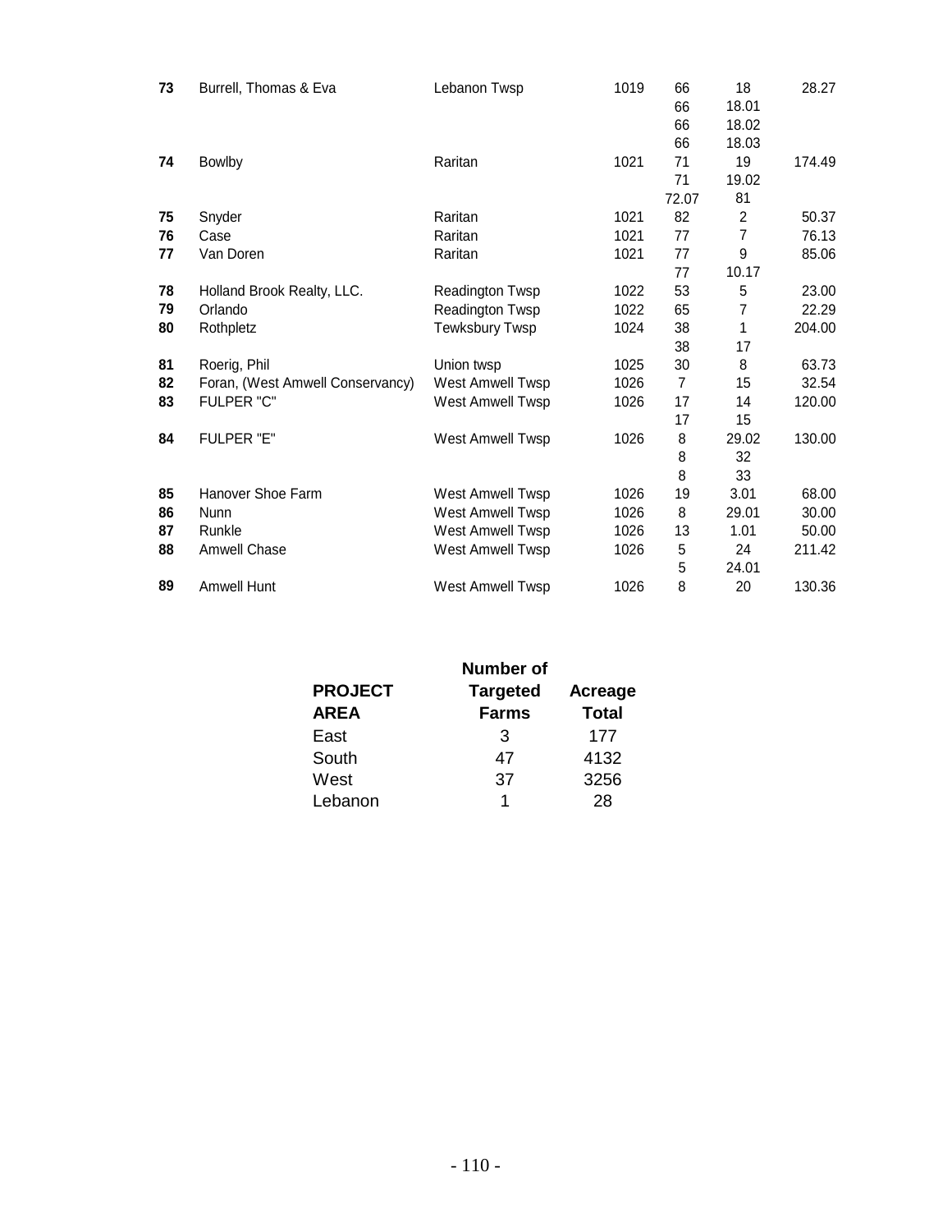| | | | | | | |
|---|---|---|---|---|---|---|
| **73** | Burrell, Thomas & Eva | Lebanon Twsp | 1019 | 66 | 18 | 28.27 |
| | | | | 66 | 18.01 | |
| | | | | 66 | 18.02 | |
| | | | | 66 | 18.03 | |
| **74** | Bowlby | Raritan | 1021 | 71 | 19 | 174.49 |
| | | | | 71 | 19.02 | |
| | | | | 72.07 | 81 | |
| **75** | Snyder | Raritan | 1021 | 82 | 2 | 50.37 |
| **76** | Case | Raritan | 1021 | 77 | 7 | 76.13 |
| **77** | Van Doren | Raritan | 1021 | 77 | 9 | 85.06 |
| | | | | 77 | 10.17 | |
| **78** | Holland Brook Realty, LLC. | Readington Twsp | 1022 | 53 | 5 | 23.00 |
| **79** | Orlando | Readington Twsp | 1022 | 65 | 7 | 22.29 |
| **80** | Rothpletz | Tewksbury Twsp | 1024 | 38 | 1 | 204.00 |
| | | | | 38 | 17 | |
| **81** | Roerig, Phil | Union twsp | 1025 | 30 | 8 | 63.73 |
| **82** | Foran, (West Amwell Conservancy) | West Amwell Twsp | 1026 | 7 | 15 | 32.54 |
| **83** | FULPER "C" | West Amwell Twsp | 1026 | 17 | 14 | 120.00 |
| | | | | 17 | 15 | |
| **84** | FULPER "E" | West Amwell Twsp | 1026 | 8 | 29.02 | 130.00 |
| | | | | 8 | 32 | |
| | | | | 8 | 33 | |
| **85** | Hanover Shoe Farm | West Amwell Twsp | 1026 | 19 | 3.01 | 68.00 |
| **86** | Nunn | West Amwell Twsp | 1026 | 8 | 29.01 | 30.00 |
| **87** | Runkle | West Amwell Twsp | 1026 | 13 | 1.01 | 50.00 |
| **88** | Amwell Chase | West Amwell Twsp | 1026 | 5 | 24 | 211.42 |
| | | | | 5 | 24.01 | |
| **89** | Amwell Hunt | West Amwell Twsp | 1026 | 8 | 20 | 130.36 |

| PROJECT AREA | Number of Targeted Farms | Acreage Total |
|---|---|---|
| East | 3 | 177 |
| South | 47 | 4132 |
| West | 37 | 3256 |
| Lebanon | 1 | 28 |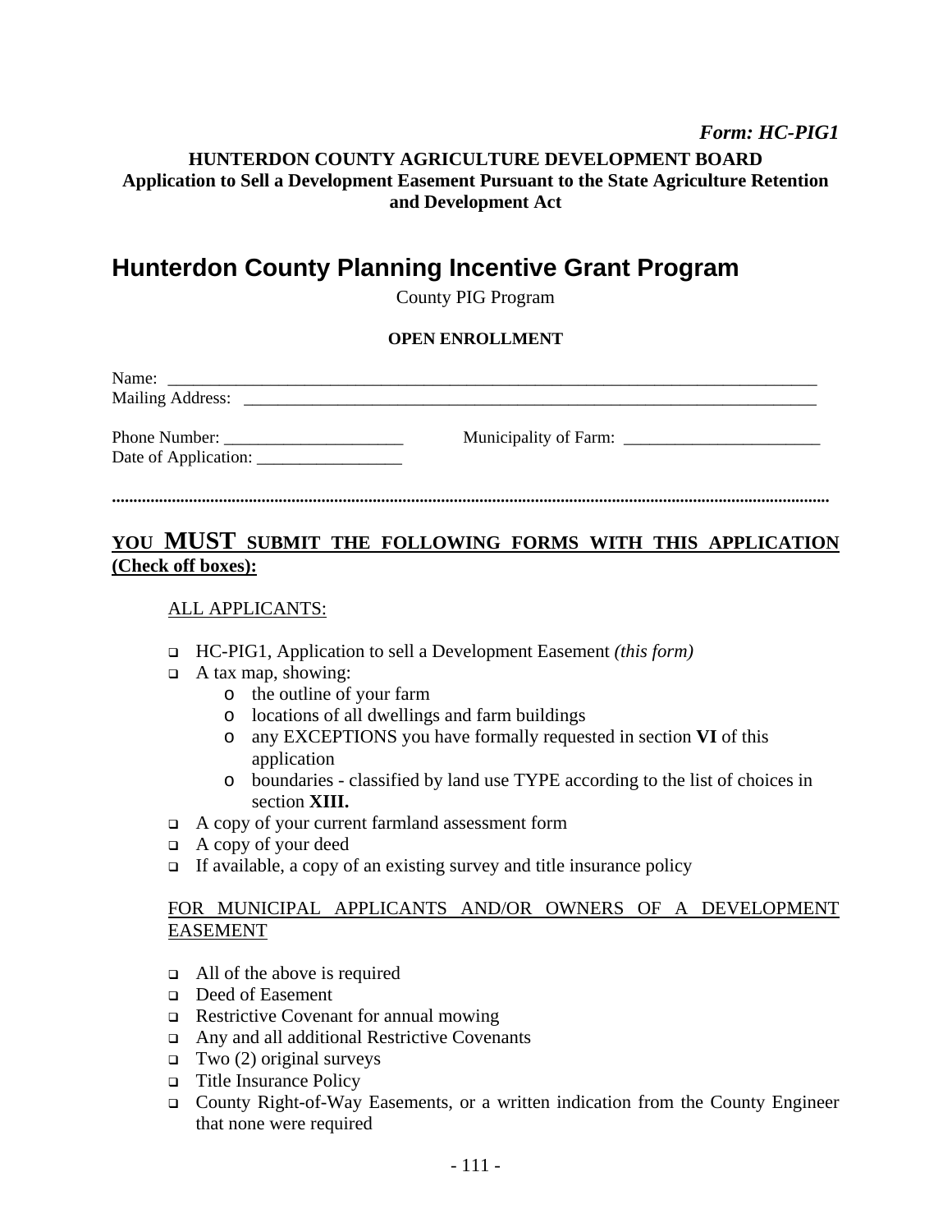*Form: HC-PIG1*

**HUNTERDON COUNTY AGRICULTURE DEVELOPMENT BOARD**
**Application to Sell a Development Easement Pursuant to the State Agriculture Retention and Development Act**

# Hunterdon County Planning Incentive Grant Program

County PIG Program

**OPEN ENROLLMENT**

Name: ________________________________________________________________________________
Mailing Address: ________________________________________________________________________

Phone Number: _____________________ Municipality of Farm: _______________________
Date of Application: _________________

.....................................................................................................................................................

## YOU MUST SUBMIT THE FOLLOWING FORMS WITH THIS APPLICATION (Check off boxes):

ALL APPLICANTS:

- ☐ HC-PIG1, Application to sell a Development Easement *(this form)*
- ☐ A tax map, showing:
  - o the outline of your farm
  - o locations of all dwellings and farm buildings
  - o any EXCEPTIONS you have formally requested in section **VI** of this application
  - o boundaries - classified by land use TYPE according to the list of choices in section **XIII.**
- ☐ A copy of your current farmland assessment form
- ☐ A copy of your deed
- ☐ If available, a copy of an existing survey and title insurance policy

FOR MUNICIPAL APPLICANTS AND/OR OWNERS OF A DEVELOPMENT EASEMENT

- ☐ All of the above is required
- ☐ Deed of Easement
- ☐ Restrictive Covenant for annual mowing
- ☐ Any and all additional Restrictive Covenants
- ☐ Two (2) original surveys
- ☐ Title Insurance Policy
- ☐ County Right-of-Way Easements, or a written indication from the County Engineer that none were required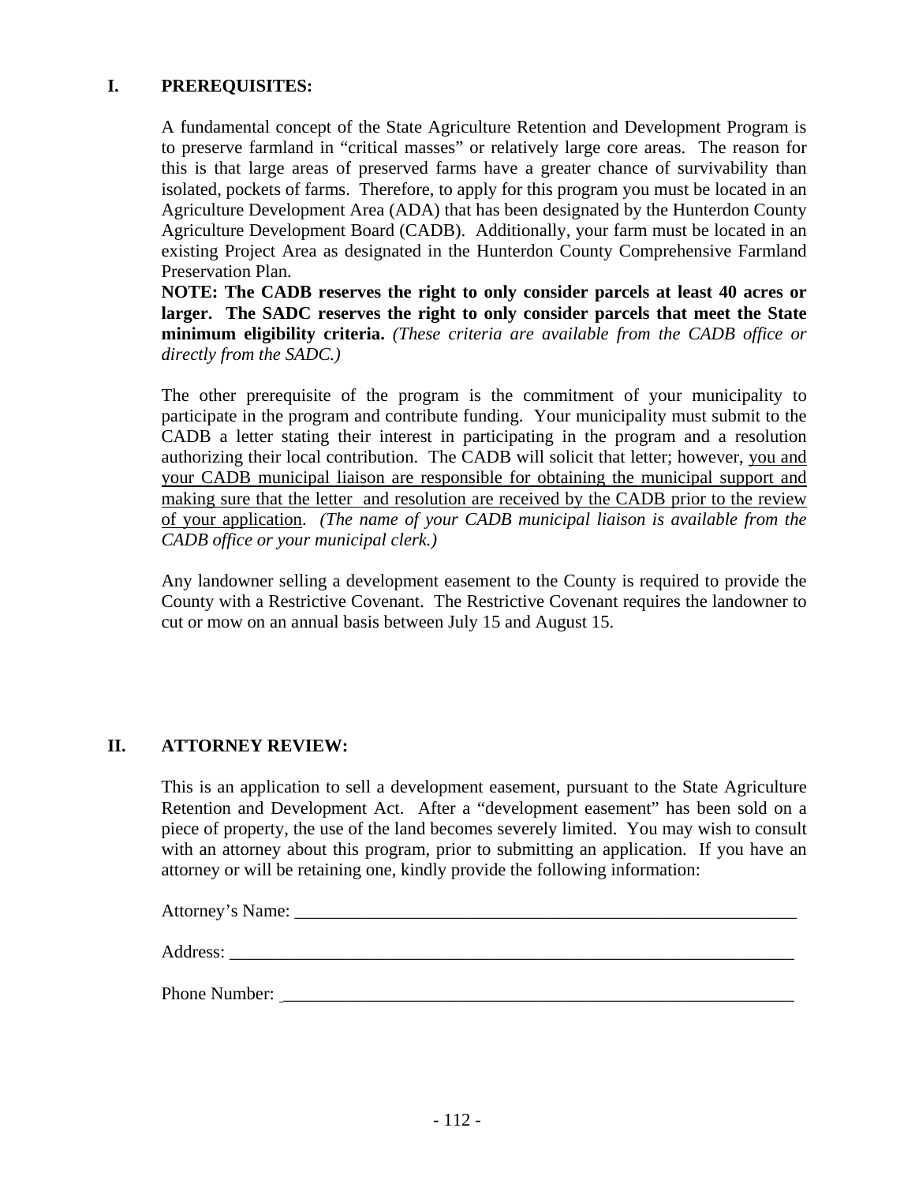## I. PREREQUISITES:

A fundamental concept of the State Agriculture Retention and Development Program is to preserve farmland in "critical masses" or relatively large core areas. The reason for this is that large areas of preserved farms have a greater chance of survivability than isolated, pockets of farms. Therefore, to apply for this program you must be located in an Agriculture Development Area (ADA) that has been designated by the Hunterdon County Agriculture Development Board (CADB). Additionally, your farm must be located in an existing Project Area as designated in the Hunterdon County Comprehensive Farmland Preservation Plan.

**NOTE: The CADB reserves the right to only consider parcels at least 40 acres or larger. The SADC reserves the right to only consider parcels that meet the State minimum eligibility criteria.** *(These criteria are available from the CADB office or directly from the SADC.)*

The other prerequisite of the program is the commitment of your municipality to participate in the program and contribute funding. Your municipality must submit to the CADB a letter stating their interest in participating in the program and a resolution authorizing their local contribution. The CADB will solicit that letter; however, <u>you and your CADB municipal liaison are responsible for obtaining the municipal support and making sure that the letter and resolution are received by the CADB prior to the review of your application</u>. *(The name of your CADB municipal liaison is available from the CADB office or your municipal clerk.)*

Any landowner selling a development easement to the County is required to provide the County with a Restrictive Covenant. The Restrictive Covenant requires the landowner to cut or mow on an annual basis between July 15 and August 15.

## II. ATTORNEY REVIEW:

This is an application to sell a development easement, pursuant to the State Agriculture Retention and Development Act. After a "development easement" has been sold on a piece of property, the use of the land becomes severely limited. You may wish to consult with an attorney about this program, prior to submitting an application. If you have an attorney or will be retaining one, kindly provide the following information:

Attorney's Name: ___________________________________________________________

Address: _________________________________________________________________

Phone Number: ____________________________________________________________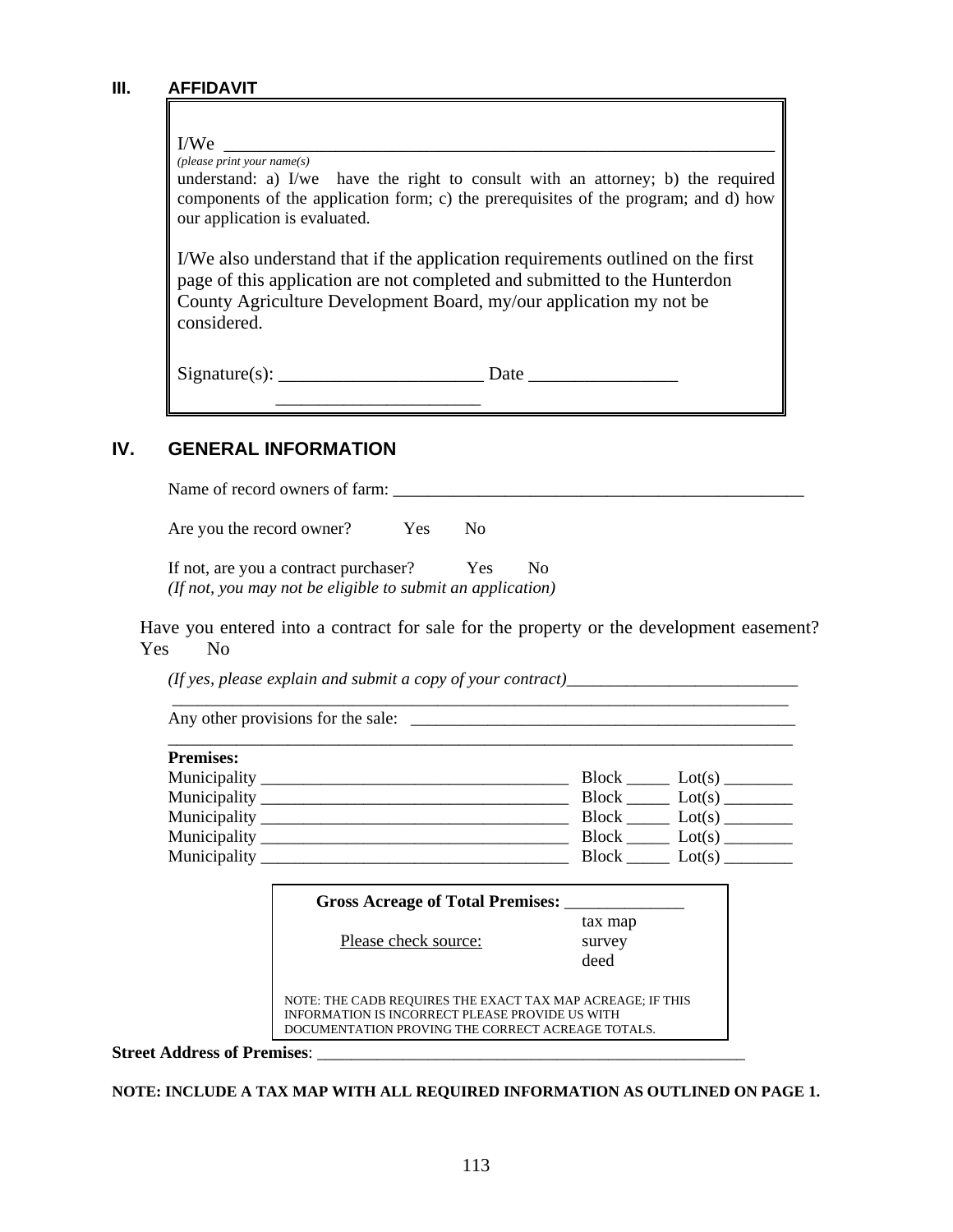## III. AFFIDAVIT

I/We ________________________________________________________________

*(please print your name(s)*

understand: a) I/we have the right to consult with an attorney; b) the required components of the application form; c) the prerequisites of the program; and d) how our application is evaluated.

I/We also understand that if the application requirements outlined on the first page of this application are not completed and submitted to the Hunterdon County Agriculture Development Board, my/our application my not be considered.

Signature(s): ______________________ Date ________________

______________________

## IV. GENERAL INFORMATION

Name of record owners of farm: ___________________________________________________

Are you the record owner? Yes No

If not, are you a contract purchaser? Yes No

*(If not, you may not be eligible to submit an application)*

Have you entered into a contract for sale for the property or the development easement? Yes No

*(If yes, please explain and submit a copy of your contract)*___________________________

_____________________________________________________________________________

Any other provisions for the sale: ________________________________________________

_____________________________________________________________________________

**Premises:**

Municipality ____________________________________ Block _____ Lot(s) ________

Municipality ____________________________________ Block _____ Lot(s) ________

Municipality ____________________________________ Block _____ Lot(s) ________

Municipality ____________________________________ Block _____ Lot(s) ________

Municipality ____________________________________ Block _____ Lot(s) ________

**Gross Acreage of Total Premises:** ______________

Please check source:
- tax map
- survey
- deed

NOTE: THE CADB REQUIRES THE EXACT TAX MAP ACREAGE; IF THIS INFORMATION IS INCORRECT PLEASE PROVIDE US WITH DOCUMENTATION PROVING THE CORRECT ACREAGE TOTALS.

**Street Address of Premises**: ____________________________________________________

**NOTE: INCLUDE A TAX MAP WITH ALL REQUIRED INFORMATION AS OUTLINED ON PAGE 1.**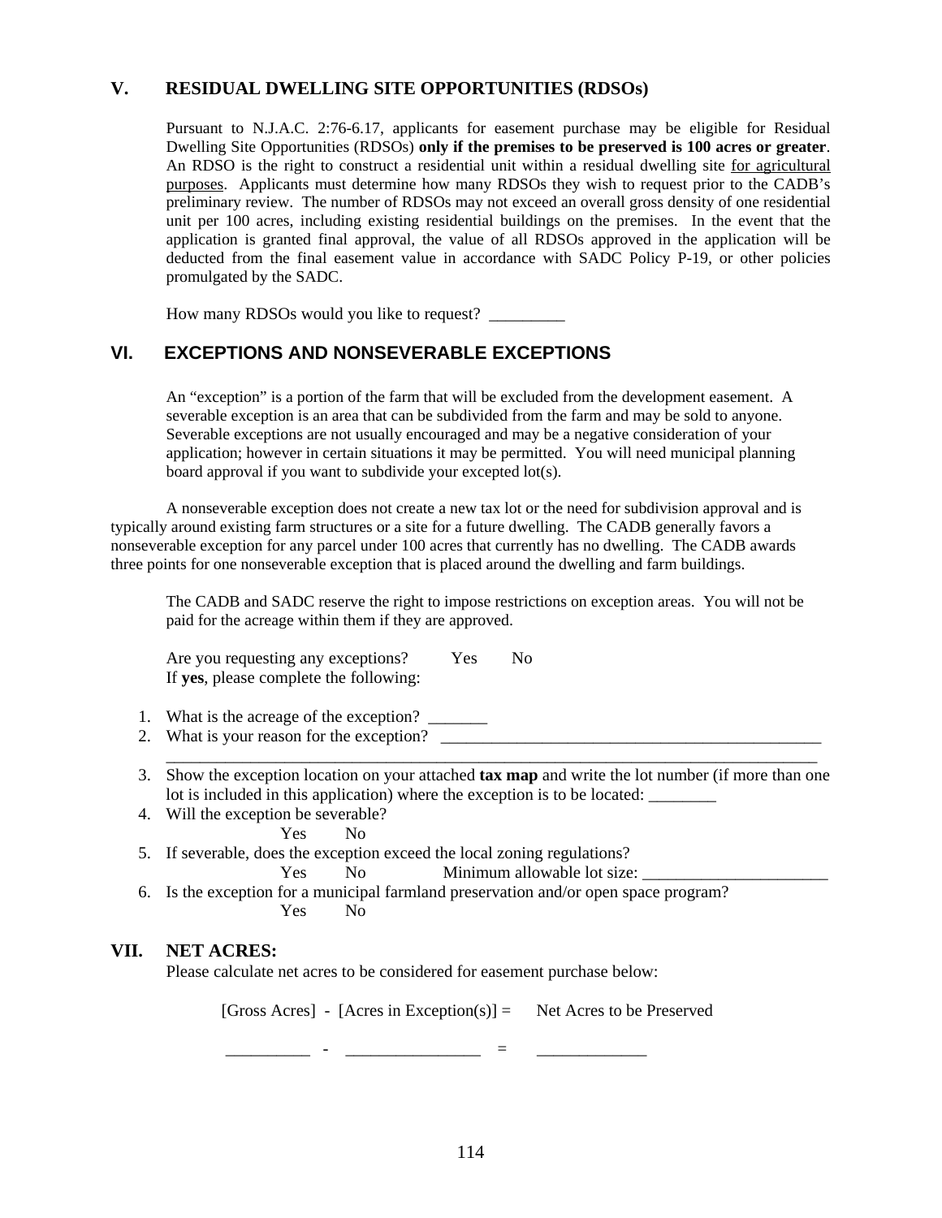## V. RESIDUAL DWELLING SITE OPPORTUNITIES (RDSOs)

Pursuant to N.J.A.C. 2:76-6.17, applicants for easement purchase may be eligible for Residual Dwelling Site Opportunities (RDSOs) **only if the premises to be preserved is 100 acres or greater**. An RDSO is the right to construct a residential unit within a residual dwelling site for agricultural purposes. Applicants must determine how many RDSOs they wish to request prior to the CADB's preliminary review. The number of RDSOs may not exceed an overall gross density of one residential unit per 100 acres, including existing residential buildings on the premises. In the event that the application is granted final approval, the value of all RDSOs approved in the application will be deducted from the final easement value in accordance with SADC Policy P-19, or other policies promulgated by the SADC.

How many RDSOs would you like to request? _________

## VI. EXCEPTIONS AND NONSEVERABLE EXCEPTIONS

An "exception" is a portion of the farm that will be excluded from the development easement. A severable exception is an area that can be subdivided from the farm and may be sold to anyone. Severable exceptions are not usually encouraged and may be a negative consideration of your application; however in certain situations it may be permitted. You will need municipal planning board approval if you want to subdivide your excepted lot(s).

A nonseverable exception does not create a new tax lot or the need for subdivision approval and is typically around existing farm structures or a site for a future dwelling. The CADB generally favors a nonseverable exception for any parcel under 100 acres that currently has no dwelling. The CADB awards three points for one nonseverable exception that is placed around the dwelling and farm buildings.

The CADB and SADC reserve the right to impose restrictions on exception areas. You will not be paid for the acreage within them if they are approved.

Are you requesting any exceptions? Yes No
If **yes**, please complete the following:

1. What is the acreage of the exception? _______
2. What is your reason for the exception? _______________________________________________
   ________________________________________________________________________________
3. Show the exception location on your attached **tax map** and write the lot number (if more than one lot is included in this application) where the exception is to be located: ________
4. Will the exception be severable?
   Yes No
5. If severable, does the exception exceed the local zoning regulations?
   Yes No Minimum allowable lot size: ______________________
6. Is the exception for a municipal farmland preservation and/or open space program?
   Yes No

## VII. NET ACRES:

Please calculate net acres to be considered for easement purchase below:

[Gross Acres] - [Acres in Exception(s)] = Net Acres to be Preserved

_________ - _______________ = ____________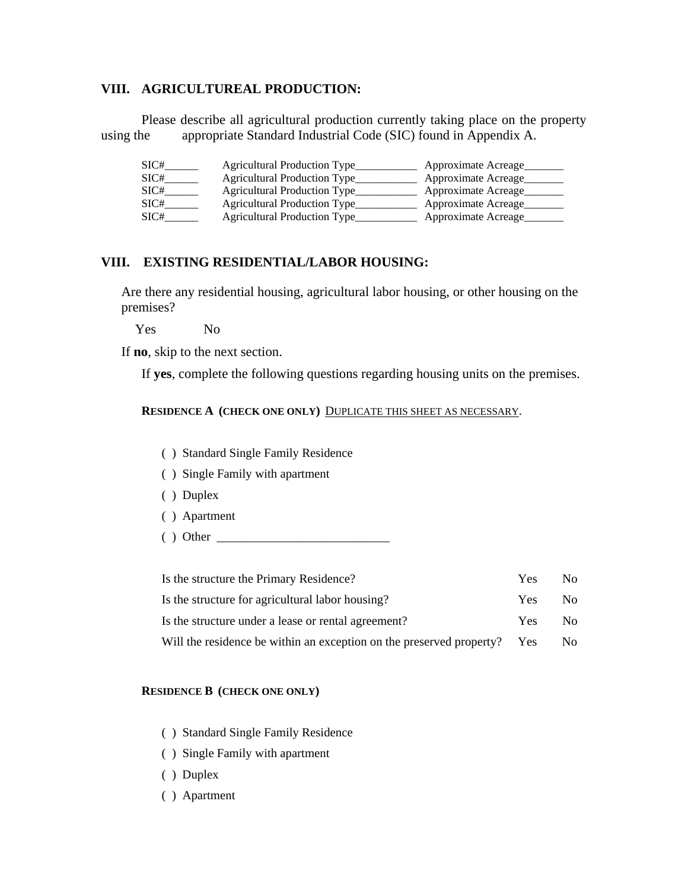## VIII. AGRICULTUREAL PRODUCTION:

Please describe all agricultural production currently taking place on the property using the appropriate Standard Industrial Code (SIC) found in Appendix A.

SIC#______ Agricultural Production Type___________ Approximate Acreage_______
SIC#______ Agricultural Production Type___________ Approximate Acreage_______
SIC#______ Agricultural Production Type___________ Approximate Acreage_______
SIC#______ Agricultural Production Type___________ Approximate Acreage_______
SIC#______ Agricultural Production Type___________ Approximate Acreage_______

## VIII. EXISTING RESIDENTIAL/LABOR HOUSING:

Are there any residential housing, agricultural labor housing, or other housing on the premises?

Yes No

If **no**, skip to the next section.

If **yes**, complete the following questions regarding housing units on the premises.

**RESIDENCE A (CHECK ONE ONLY)** DUPLICATE THIS SHEET AS NECESSARY.

( ) Standard Single Family Residence

( ) Single Family with apartment

( ) Duplex

( ) Apartment

( ) Other ____________________________

| | | |
|---|---|---|
| Is the structure the Primary Residence? | Yes | No |
| Is the structure for agricultural labor housing? | Yes | No |
| Is the structure under a lease or rental agreement? | Yes | No |
| Will the residence be within an exception on the preserved property? | Yes | No |

**RESIDENCE B (CHECK ONE ONLY)**

( ) Standard Single Family Residence

( ) Single Family with apartment

( ) Duplex

( ) Apartment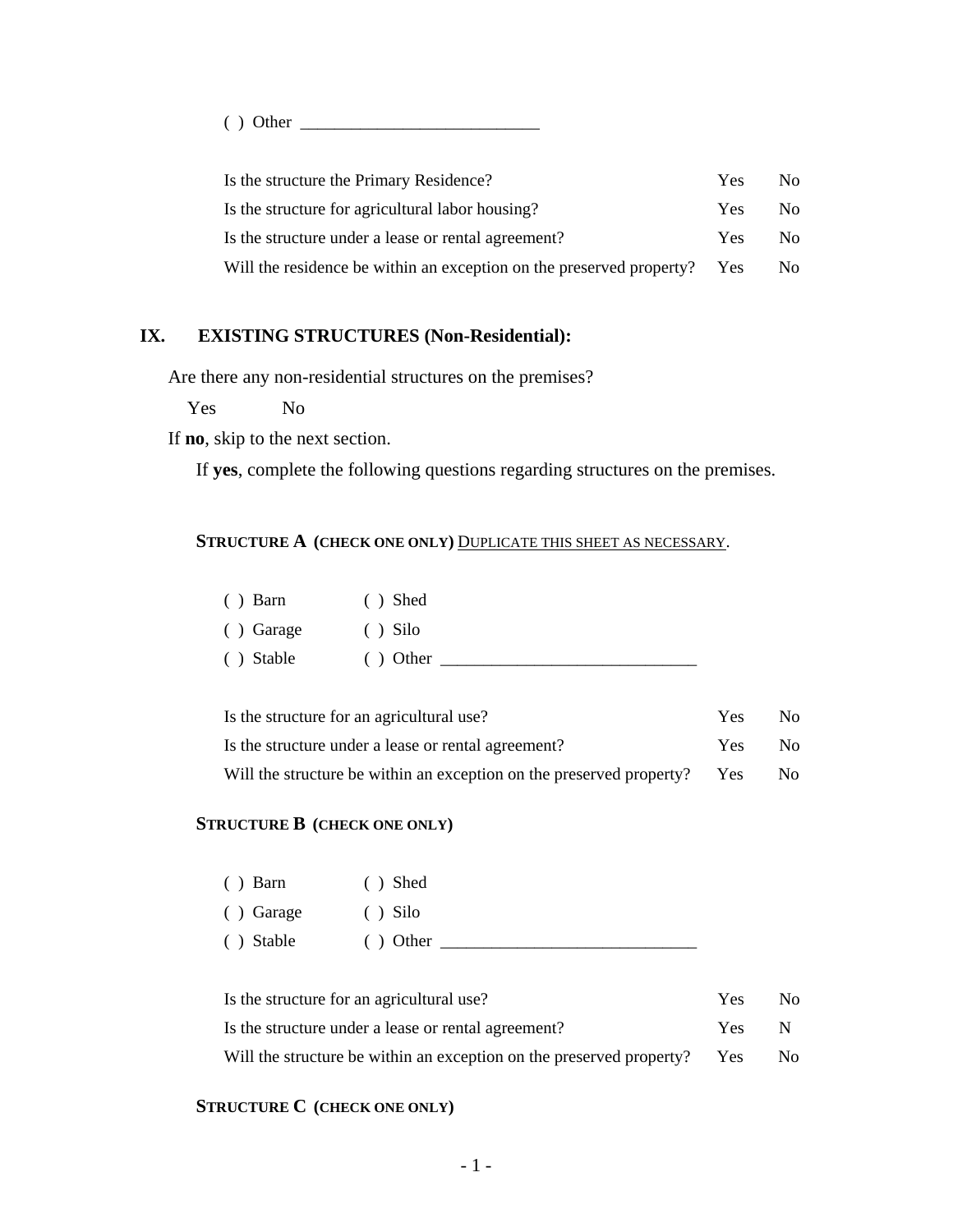( ) Other ____________________________

| | | |
|---|---|---|
| Is the structure the Primary Residence? | Yes | No |
| Is the structure for agricultural labor housing? | Yes | No |
| Is the structure under a lease or rental agreement? | Yes | No |
| Will the residence be within an exception on the preserved property? | Yes | No |

## IX. EXISTING STRUCTURES (Non-Residential):

Are there any non-residential structures on the premises?

Yes No

If **no**, skip to the next section.

If **yes**, complete the following questions regarding structures on the premises.

**STRUCTURE A (CHECK ONE ONLY)** DUPLICATE THIS SHEET AS NECESSARY.

( ) Barn ( ) Shed

( ) Garage ( ) Silo

( ) Stable ( ) Other ______________________________

| | | |
|---|---|---|
| Is the structure for an agricultural use? | Yes | No |
| Is the structure under a lease or rental agreement? | Yes | No |
| Will the structure be within an exception on the preserved property? | Yes | No |

**STRUCTURE B (CHECK ONE ONLY)**

( ) Barn ( ) Shed

( ) Garage ( ) Silo

( ) Stable ( ) Other ______________________________

| | | |
|---|---|---|
| Is the structure for an agricultural use? | Yes | No |
| Is the structure under a lease or rental agreement? | Yes | N |
| Will the structure be within an exception on the preserved property? | Yes | No |

**STRUCTURE C (CHECK ONE ONLY)**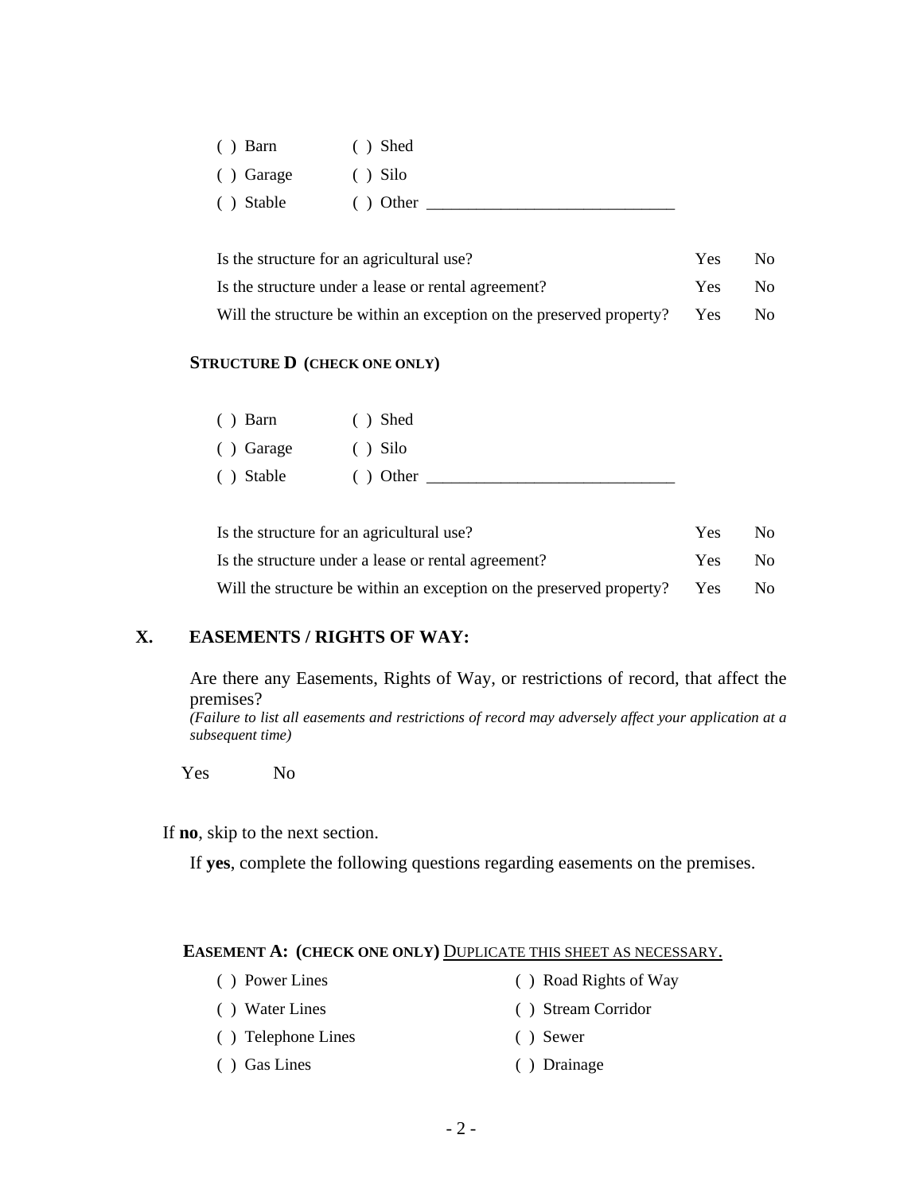( ) Barn ( ) Shed

( ) Garage ( ) Silo

( ) Stable ( ) Other ______________________________

| | | |
|---|---|---|
| Is the structure for an agricultural use? | Yes | No |
| Is the structure under a lease or rental agreement? | Yes | No |
| Will the structure be within an exception on the preserved property? | Yes | No |

**STRUCTURE D (CHECK ONE ONLY)**

( ) Barn ( ) Shed

( ) Garage ( ) Silo

( ) Stable ( ) Other ______________________________

| | | |
|---|---|---|
| Is the structure for an agricultural use? | Yes | No |
| Is the structure under a lease or rental agreement? | Yes | No |
| Will the structure be within an exception on the preserved property? | Yes | No |

## X. EASEMENTS / RIGHTS OF WAY:

Are there any Easements, Rights of Way, or restrictions of record, that affect the premises?
*(Failure to list all easements and restrictions of record may adversely affect your application at a subsequent time)*

Yes No

If **no**, skip to the next section.

If **yes**, complete the following questions regarding easements on the premises.

**EASEMENT A: (CHECK ONE ONLY)** <u>DUPLICATE THIS SHEET AS NECESSARY.</u>

( ) Power Lines ( ) Road Rights of Way

( ) Water Lines ( ) Stream Corridor

( ) Telephone Lines ( ) Sewer

( ) Gas Lines ( ) Drainage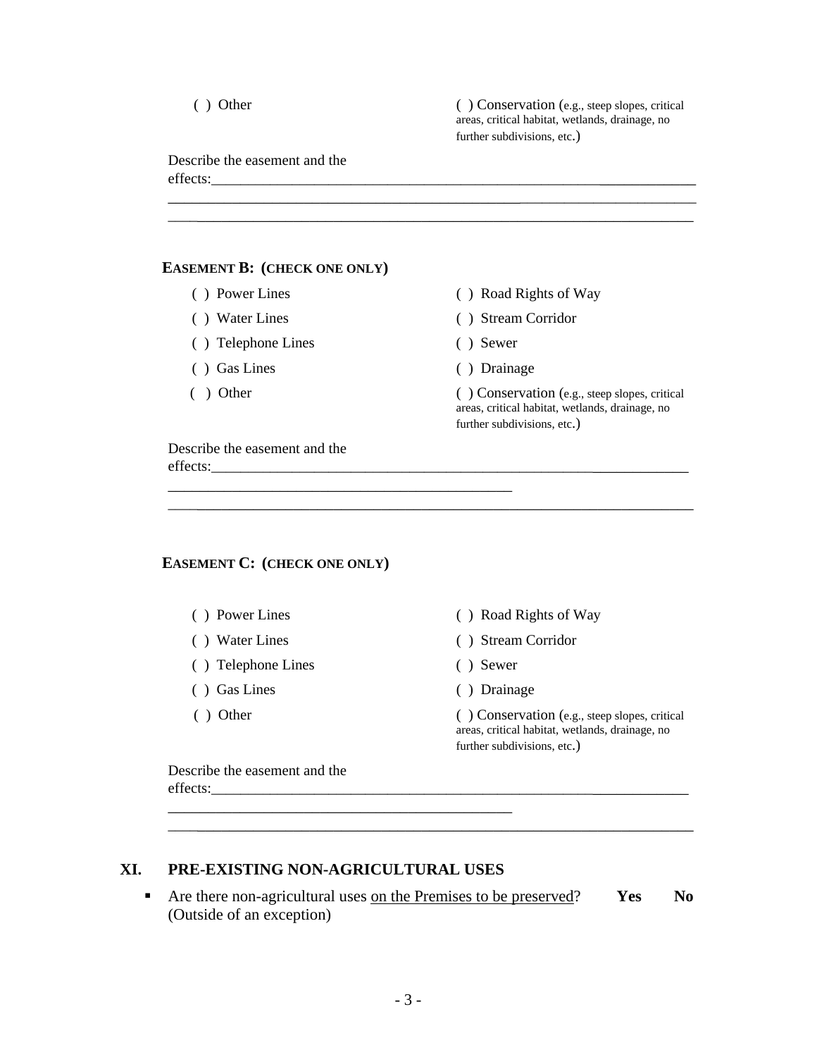( ) Other

( ) Conservation (e.g., steep slopes, critical areas, critical habitat, wetlands, drainage, no further subdivisions, etc.)

Describe the easement and the effects:______________________________________________________________________

______________________________________________________________________________

______________________________________________________________________________

**EASEMENT B: (CHECK ONE ONLY)**

| | |
|---|---|
| ( ) Power Lines | ( ) Road Rights of Way |
| ( ) Water Lines | ( ) Stream Corridor |
| ( ) Telephone Lines | ( ) Sewer |
| ( ) Gas Lines | ( ) Drainage |
| ( ) Other | ( ) Conservation (e.g., steep slopes, critical areas, critical habitat, wetlands, drainage, no further subdivisions, etc.) |

Describe the easement and the effects:______________________________________________________________________

_____________________________________________

______________________________________________________________________________

**EASEMENT C: (CHECK ONE ONLY)**

| | |
|---|---|
| ( ) Power Lines | ( ) Road Rights of Way |
| ( ) Water Lines | ( ) Stream Corridor |
| ( ) Telephone Lines | ( ) Sewer |
| ( ) Gas Lines | ( ) Drainage |
| ( ) Other | ( ) Conservation (e.g., steep slopes, critical areas, critical habitat, wetlands, drainage, no further subdivisions, etc.) |

Describe the easement and the effects:______________________________________________________________________

_____________________________________________

______________________________________________________________________________

## XI. PRE-EXISTING NON-AGRICULTURAL USES

- Are there non-agricultural uses on the Premises to be preserved? **Yes** **No**
  (Outside of an exception)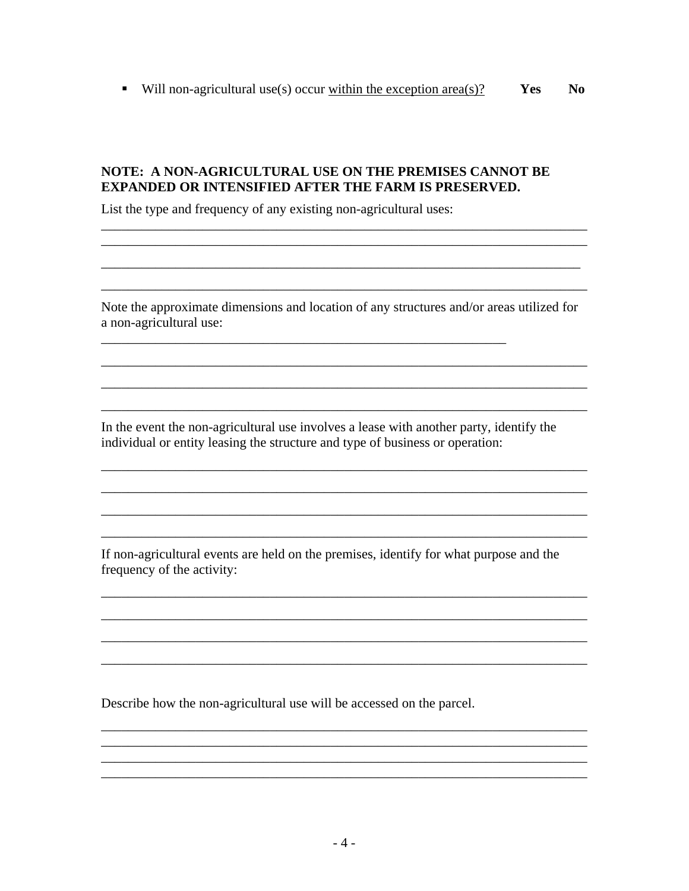- Will non-agricultural use(s) occur <u>within the exception area(s)?</u> **Yes** **No**

**NOTE: A NON-AGRICULTURAL USE ON THE PREMISES CANNOT BE EXPANDED OR INTENSIFIED AFTER THE FARM IS PRESERVED.**

List the type and frequency of any existing non-agricultural uses:

___________________________________________________________________________

___________________________________________________________________________

___________________________________________________________________________

___________________________________________________________________________

Note the approximate dimensions and location of any structures and/or areas utilized for a non-agricultural use:

___________________________________________________________________________

___________________________________________________________________________

___________________________________________________________________________

___________________________________________________________________________

In the event the non-agricultural use involves a lease with another party, identify the individual or entity leasing the structure and type of business or operation:

___________________________________________________________________________

___________________________________________________________________________

___________________________________________________________________________

___________________________________________________________________________

If non-agricultural events are held on the premises, identify for what purpose and the frequency of the activity:

___________________________________________________________________________

___________________________________________________________________________

___________________________________________________________________________

___________________________________________________________________________

Describe how the non-agricultural use will be accessed on the parcel.

___________________________________________________________________________

___________________________________________________________________________

___________________________________________________________________________

___________________________________________________________________________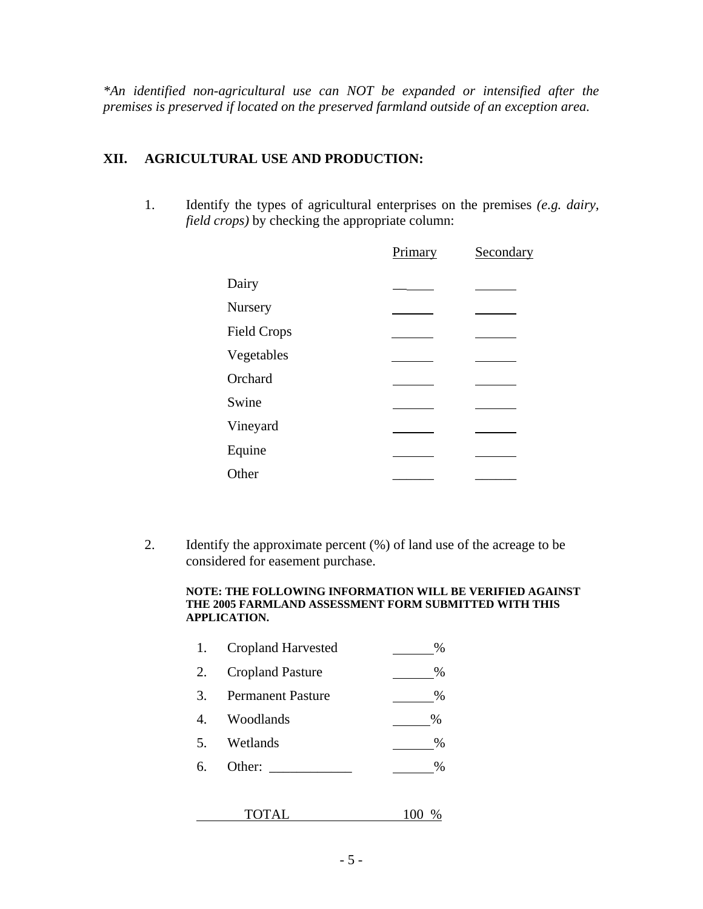*\*An identified non-agricultural use can NOT be expanded or intensified after the premises is preserved if located on the preserved farmland outside of an exception area.*

## XII. AGRICULTURAL USE AND PRODUCTION:

1. Identify the types of agricultural enterprises on the premises *(e.g. dairy, field crops)* by checking the appropriate column:

| | Primary | Secondary |
|---|---|---|
| Dairy | ______ | ______ |
| Nursery | ______ | ______ |
| Field Crops | ______ | ______ |
| Vegetables | ______ | ______ |
| Orchard | ______ | ______ |
| Swine | ______ | ______ |
| Vineyard | ______ | ______ |
| Equine | ______ | ______ |
| Other | ______ | ______ |

2. Identify the approximate percent (%) of land use of the acreage to be considered for easement purchase.

   **NOTE: THE FOLLOWING INFORMATION WILL BE VERIFIED AGAINST THE 2005 FARMLAND ASSESSMENT FORM SUBMITTED WITH THIS APPLICATION.**

| | | |
|---|---|---|
| 1. | Cropland Harvested | ______% |
| 2. | Cropland Pasture | ______% |
| 3. | Permanent Pasture | ______% |
| 4. | Woodlands | ______% |
| 5. | Wetlands | ______% |
| 6. | Other: ____________ | ______% |
| | TOTAL | 100 % |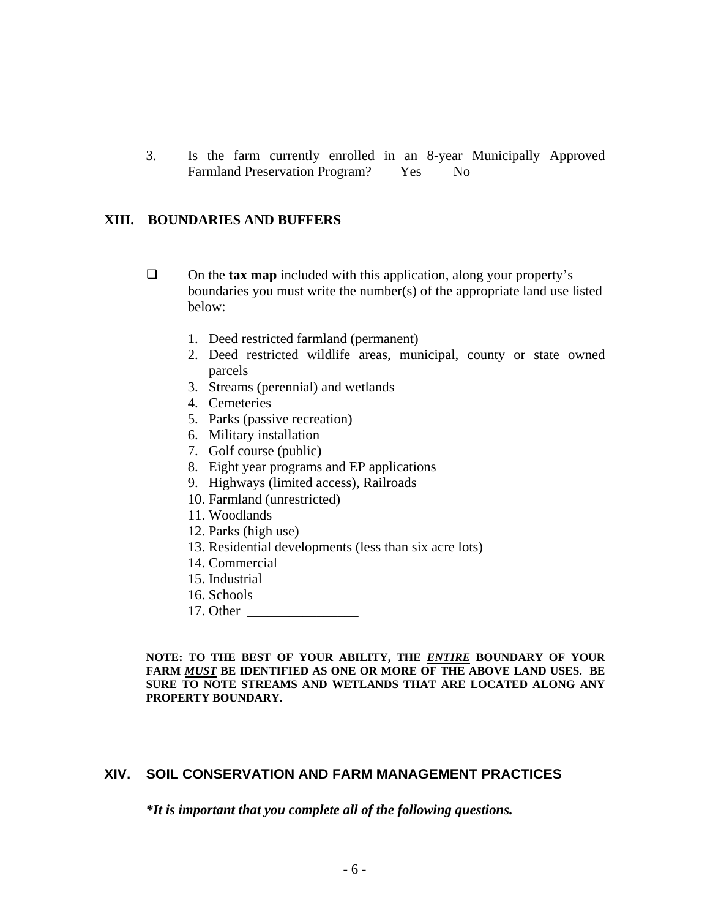3. Is the farm currently enrolled in an 8-year Municipally Approved Farmland Preservation Program?  Yes  No

## XIII. BOUNDARIES AND BUFFERS

- ❑ On the **tax map** included with this application, along your property's boundaries you must write the number(s) of the appropriate land use listed below:

  1. Deed restricted farmland (permanent)
  2. Deed restricted wildlife areas, municipal, county or state owned parcels
  3. Streams (perennial) and wetlands
  4. Cemeteries
  5. Parks (passive recreation)
  6. Military installation
  7. Golf course (public)
  8. Eight year programs and EP applications
  9. Highways (limited access), Railroads
  10. Farmland (unrestricted)
  11. Woodlands
  12. Parks (high use)
  13. Residential developments (less than six acre lots)
  14. Commercial
  15. Industrial
  16. Schools
  17. Other ________________

**NOTE: TO THE BEST OF YOUR ABILITY, THE *ENTIRE* BOUNDARY OF YOUR FARM *MUST* BE IDENTIFIED AS ONE OR MORE OF THE ABOVE LAND USES. BE SURE TO NOTE STREAMS AND WETLANDS THAT ARE LOCATED ALONG ANY PROPERTY BOUNDARY.**

## XIV. SOIL CONSERVATION AND FARM MANAGEMENT PRACTICES

***It is important that you complete all of the following questions.***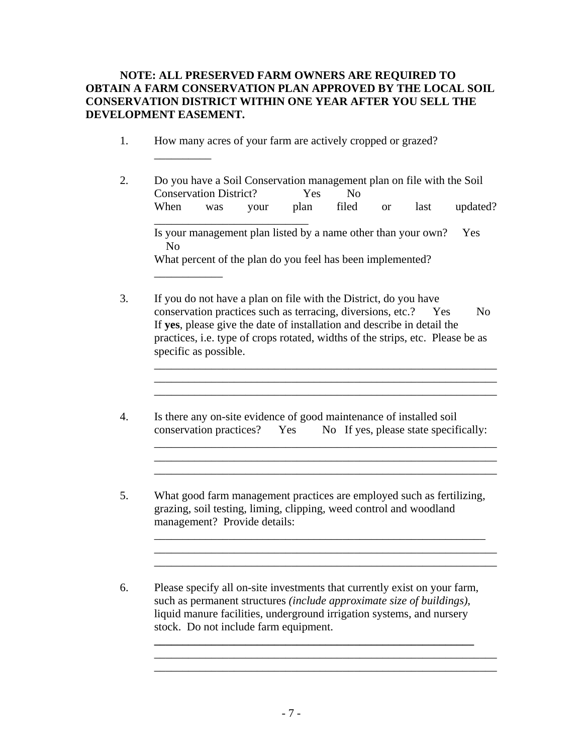**NOTE: ALL PRESERVED FARM OWNERS ARE REQUIRED TO OBTAIN A FARM CONSERVATION PLAN APPROVED BY THE LOCAL SOIL CONSERVATION DISTRICT WITHIN ONE YEAR AFTER YOU SELL THE DEVELOPMENT EASEMENT.**

1. How many acres of your farm are actively cropped or grazed? __________

2. Do you have a Soil Conservation management plan on file with the Soil Conservation District? Yes No
   When was your plan filed or last updated? ___________________________
   Is your management plan listed by a name other than your own? Yes No
   What percent of the plan do you feel has been implemented? ____________

3. If you do not have a plan on file with the District, do you have conservation practices such as terracing, diversions, etc.? Yes No
   If **yes**, please give the date of installation and describe in detail the practices, i.e. type of crops rotated, widths of the strips, etc. Please be as specific as possible.
   ______________________________________________________________
   ______________________________________________________________
   ______________________________________________________________

4. Is there any on-site evidence of good maintenance of installed soil conservation practices? Yes No If yes, please state specifically:
   ______________________________________________________________
   ______________________________________________________________
   ______________________________________________________________

5. What good farm management practices are employed such as fertilizing, grazing, soil testing, liming, clipping, weed control and woodland management? Provide details:
   ______________________________________________________________
   ______________________________________________________________
   ______________________________________________________________

6. Please specify all on-site investments that currently exist on your farm, such as permanent structures *(include approximate size of buildings)*, liquid manure facilities, underground irrigation systems, and nursery stock. Do not include farm equipment.
   ______________________________________________________________
   ______________________________________________________________
   ______________________________________________________________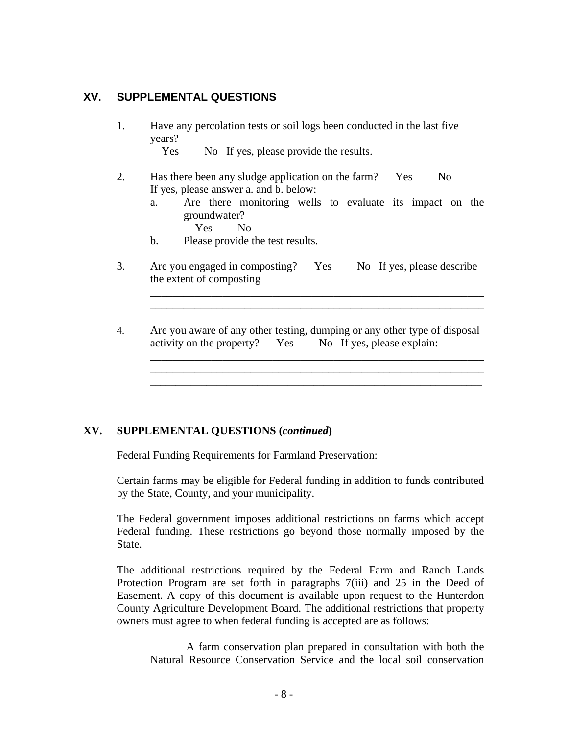## XV. SUPPLEMENTAL QUESTIONS

1. Have any percolation tests or soil logs been conducted in the last five years?
   Yes  No  If yes, please provide the results.

2. Has there been any sludge application on the farm?  Yes  No
   If yes, please answer a. and b. below:
   a. Are there monitoring wells to evaluate its impact on the groundwater?
      Yes  No
   b. Please provide the test results.

3. Are you engaged in composting?  Yes  No  If yes, please describe the extent of composting
   ______________________________________________________________
   ______________________________________________________________

4. Are you aware of any other testing, dumping or any other type of disposal activity on the property?  Yes  No  If yes, please explain:
   ______________________________________________________________
   ______________________________________________________________
   ______________________________________________________________

## XV. SUPPLEMENTAL QUESTIONS (*continued*)

Federal Funding Requirements for Farmland Preservation:

Certain farms may be eligible for Federal funding in addition to funds contributed by the State, County, and your municipality.

The Federal government imposes additional restrictions on farms which accept Federal funding. These restrictions go beyond those normally imposed by the State.

The additional restrictions required by the Federal Farm and Ranch Lands Protection Program are set forth in paragraphs 7(iii) and 25 in the Deed of Easement. A copy of this document is available upon request to the Hunterdon County Agriculture Development Board. The additional restrictions that property owners must agree to when federal funding is accepted are as follows:

A farm conservation plan prepared in consultation with both the Natural Resource Conservation Service and the local soil conservation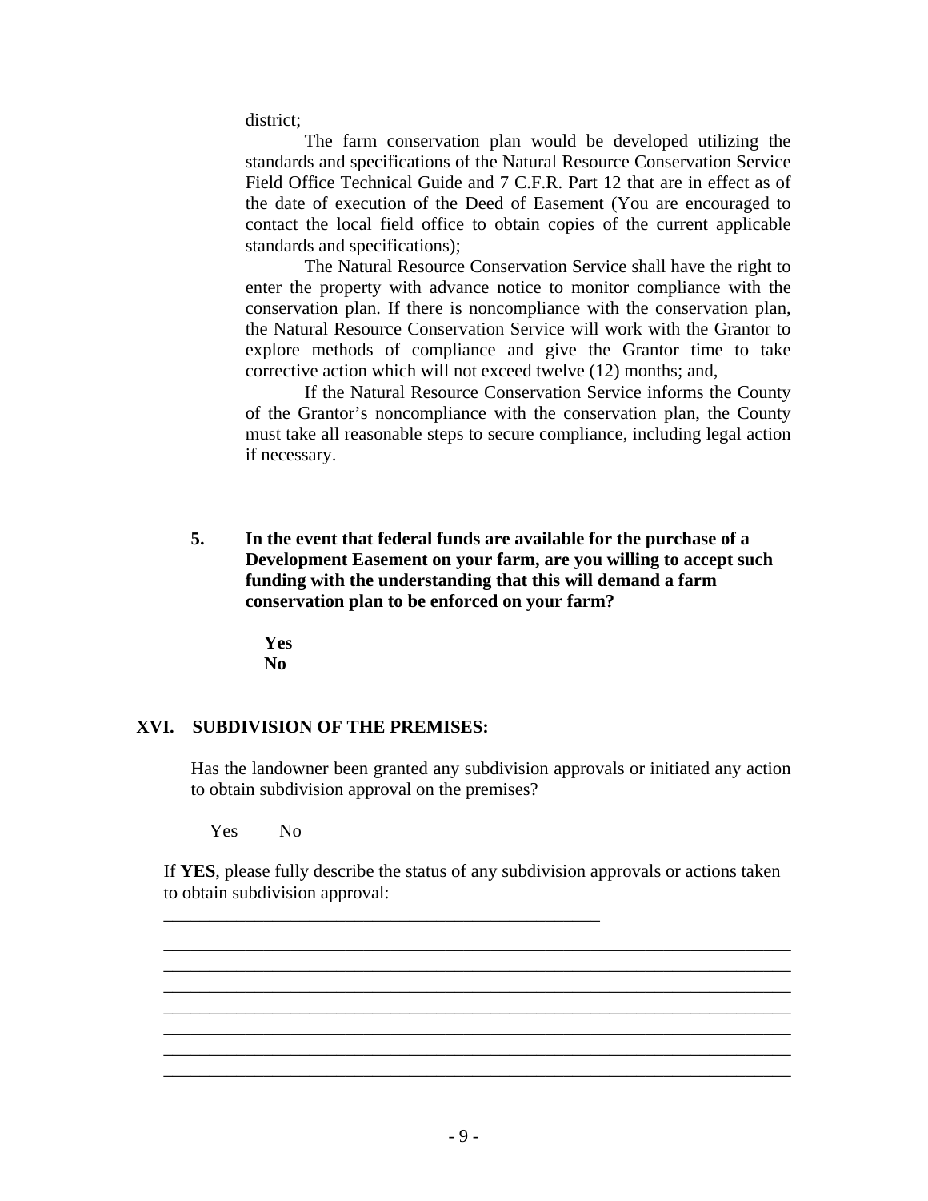district;

The farm conservation plan would be developed utilizing the standards and specifications of the Natural Resource Conservation Service Field Office Technical Guide and 7 C.F.R. Part 12 that are in effect as of the date of execution of the Deed of Easement (You are encouraged to contact the local field office to obtain copies of the current applicable standards and specifications);

The Natural Resource Conservation Service shall have the right to enter the property with advance notice to monitor compliance with the conservation plan. If there is noncompliance with the conservation plan, the Natural Resource Conservation Service will work with the Grantor to explore methods of compliance and give the Grantor time to take corrective action which will not exceed twelve (12) months; and,

If the Natural Resource Conservation Service informs the County of the Grantor's noncompliance with the conservation plan, the County must take all reasonable steps to secure compliance, including legal action if necessary.

**5. In the event that federal funds are available for the purchase of a Development Easement on your farm, are you willing to accept such funding with the understanding that this will demand a farm conservation plan to be enforced on your farm?**

**Yes**
**No**

## XVI. SUBDIVISION OF THE PREMISES:

Has the landowner been granted any subdivision approvals or initiated any action to obtain subdivision approval on the premises?

Yes No

If **YES**, please fully describe the status of any subdivision approvals or actions taken to obtain subdivision approval:

_______________________________________________

______________________________________________________________________
______________________________________________________________________
______________________________________________________________________
______________________________________________________________________
______________________________________________________________________
______________________________________________________________________
______________________________________________________________________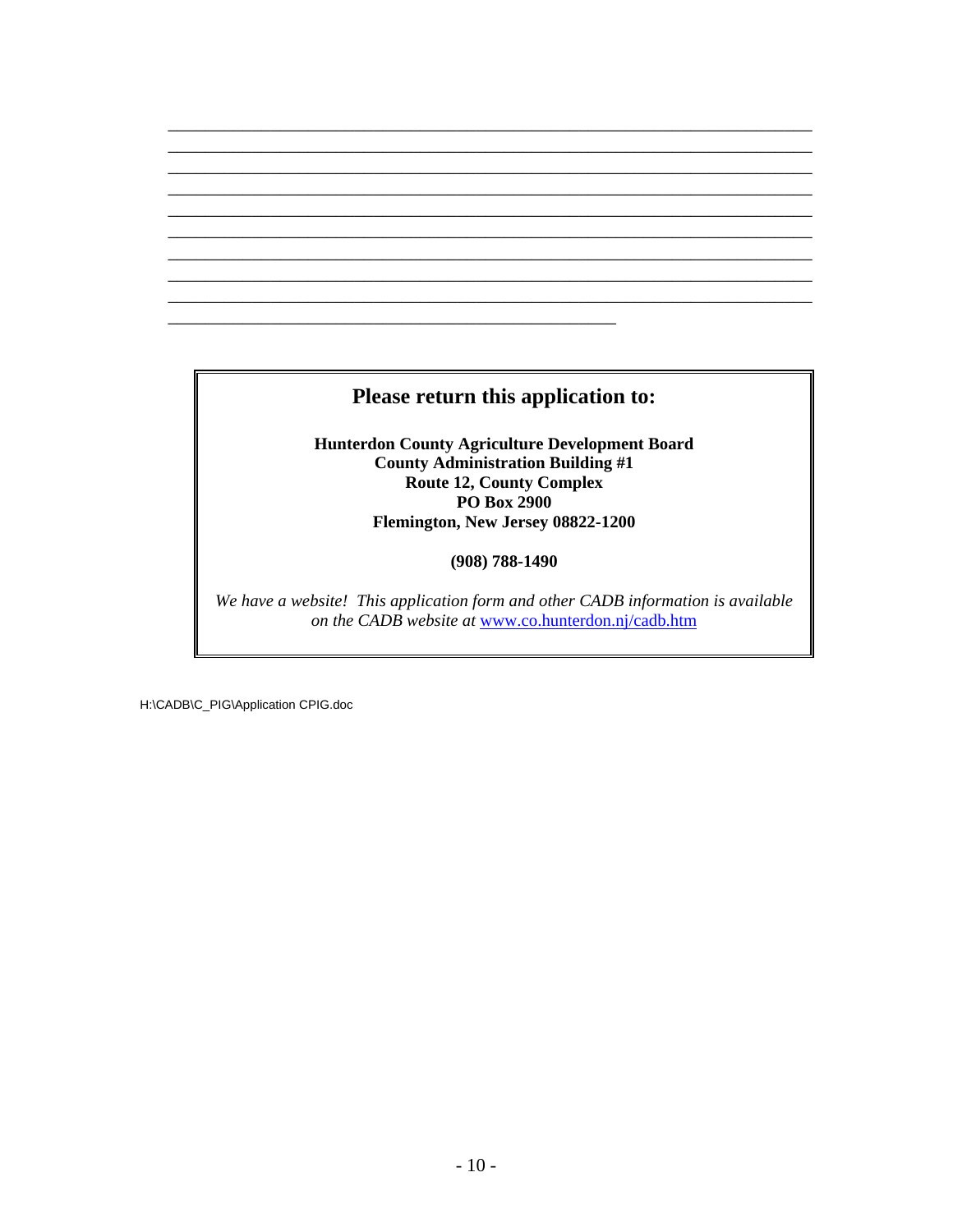\_\_\_\_\_\_\_\_\_\_\_\_\_\_\_\_\_\_\_\_\_\_\_\_\_\_\_\_\_\_\_\_\_\_\_\_\_\_\_\_\_\_\_\_\_\_\_\_\_\_\_\_\_\_\_\_\_\_\_\_\_\_\_\_\_\_\_\_\_\_\_\_
\_\_\_\_\_\_\_\_\_\_\_\_\_\_\_\_\_\_\_\_\_\_\_\_\_\_\_\_\_\_\_\_\_\_\_\_\_\_\_\_\_\_\_\_\_\_\_\_\_\_\_\_\_\_\_\_\_\_\_\_\_\_\_\_\_\_\_\_\_\_\_\_
\_\_\_\_\_\_\_\_\_\_\_\_\_\_\_\_\_\_\_\_\_\_\_\_\_\_\_\_\_\_\_\_\_\_\_\_\_\_\_\_\_\_\_\_\_\_\_\_\_\_\_\_\_\_\_\_\_\_\_\_\_\_\_\_\_\_\_\_\_\_\_\_
\_\_\_\_\_\_\_\_\_\_\_\_\_\_\_\_\_\_\_\_\_\_\_\_\_\_\_\_\_\_\_\_\_\_\_\_\_\_\_\_\_\_\_\_\_\_\_\_\_\_\_\_\_\_\_\_\_\_\_\_\_\_\_\_\_\_\_\_\_\_\_\_
\_\_\_\_\_\_\_\_\_\_\_\_\_\_\_\_\_\_\_\_\_\_\_\_\_\_\_\_\_\_\_\_\_\_\_\_\_\_\_\_\_\_\_\_\_\_\_\_\_\_\_\_\_\_\_\_\_\_\_\_\_\_\_\_\_\_\_\_\_\_\_\_
\_\_\_\_\_\_\_\_\_\_\_\_\_\_\_\_\_\_\_\_\_\_\_\_\_\_\_\_\_\_\_\_\_\_\_\_\_\_\_\_\_\_\_\_\_\_\_\_\_\_\_\_\_\_\_\_\_\_\_\_\_\_\_\_\_\_\_\_\_\_\_\_
\_\_\_\_\_\_\_\_\_\_\_\_\_\_\_\_\_\_\_\_\_\_\_\_\_\_\_\_\_\_\_\_\_\_\_\_\_\_\_\_\_\_\_\_\_\_\_\_\_\_\_\_\_\_\_\_\_\_\_\_\_\_\_\_\_\_\_\_\_\_\_\_
\_\_\_\_\_\_\_\_\_\_\_\_\_\_\_\_\_\_\_\_\_\_\_\_\_\_\_\_\_\_\_\_\_\_\_\_\_\_\_\_\_\_\_\_\_\_\_\_\_\_\_\_\_\_\_\_\_\_\_\_\_\_\_\_\_\_\_\_\_\_\_\_
\_\_\_\_\_\_\_\_\_\_\_\_\_\_\_\_\_\_\_\_\_\_\_\_\_\_\_\_\_\_\_\_\_\_\_\_\_\_\_\_\_\_\_\_\_\_\_\_\_\_\_\_\_\_\_\_\_\_\_\_\_\_\_\_\_\_\_\_\_\_\_\_
\_\_\_\_\_\_\_\_\_\_\_\_\_\_\_\_\_\_\_\_\_\_\_\_\_\_\_\_\_\_\_\_\_\_\_\_\_\_\_\_\_\_\_\_\_\_\_\_\_\_\_\_

## Please return this application to:

**Hunterdon County Agriculture Development Board**
**County Administration Building #1**
**Route 12, County Complex**
**PO Box 2900**
**Flemington, New Jersey 08822-1200**

**(908) 788-1490**

*We have a website! This application form and other CADB information is available on the CADB website at* www.co.hunterdon.nj/cadb.htm

H:\CADB\C_PIG\Application CPIG.doc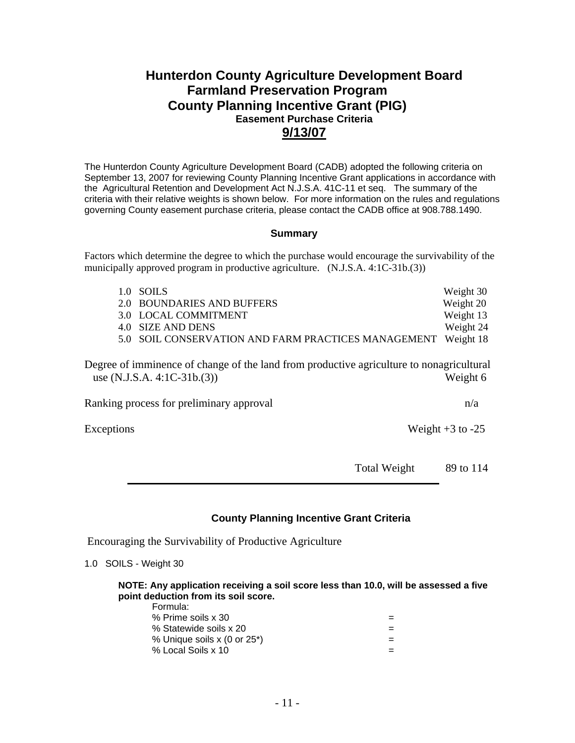# Hunterdon County Agriculture Development Board
## Farmland Preservation Program
## County Planning Incentive Grant (PIG)
### Easement Purchase Criteria
### 9/13/07

The Hunterdon County Agriculture Development Board (CADB) adopted the following criteria on September 13, 2007 for reviewing County Planning Incentive Grant applications in accordance with the Agricultural Retention and Development Act N.J.S.A. 41C-11 et seq. The summary of the criteria with their relative weights is shown below. For more information on the rules and regulations governing County easement purchase criteria, please contact the CADB office at 908.788.1490.

### Summary

Factors which determine the degree to which the purchase would encourage the survivability of the municipally approved program in productive agriculture. (N.J.S.A. 4:1C-31b.(3))

| | |
|---|---|
| 1.0 SOILS | Weight 30 |
| 2.0 BOUNDARIES AND BUFFERS | Weight 20 |
| 3.0 LOCAL COMMITMENT | Weight 13 |
| 4.0 SIZE AND DENS | Weight 24 |
| 5.0 SOIL CONSERVATION AND FARM PRACTICES MANAGEMENT | Weight 18 |

Degree of imminence of change of the land from productive agriculture to nonagricultural use (N.J.S.A. 4:1C-31b.(3)) Weight 6

Ranking process for preliminary approval n/a

Exceptions Weight +3 to -25

Total Weight 89 to 114

### County Planning Incentive Grant Criteria

Encouraging the Survivability of Productive Agriculture

1.0 SOILS - Weight 30

**NOTE: Any application receiving a soil score less than 10.0, will be assessed a five point deduction from its soil score.**

Formula:

| | |
|---|---|
| % Prime soils x 30 | = |
| % Statewide soils x 20 | = |
| % Unique soils x (0 or 25*) | = |
| % Local Soils x 10 | = |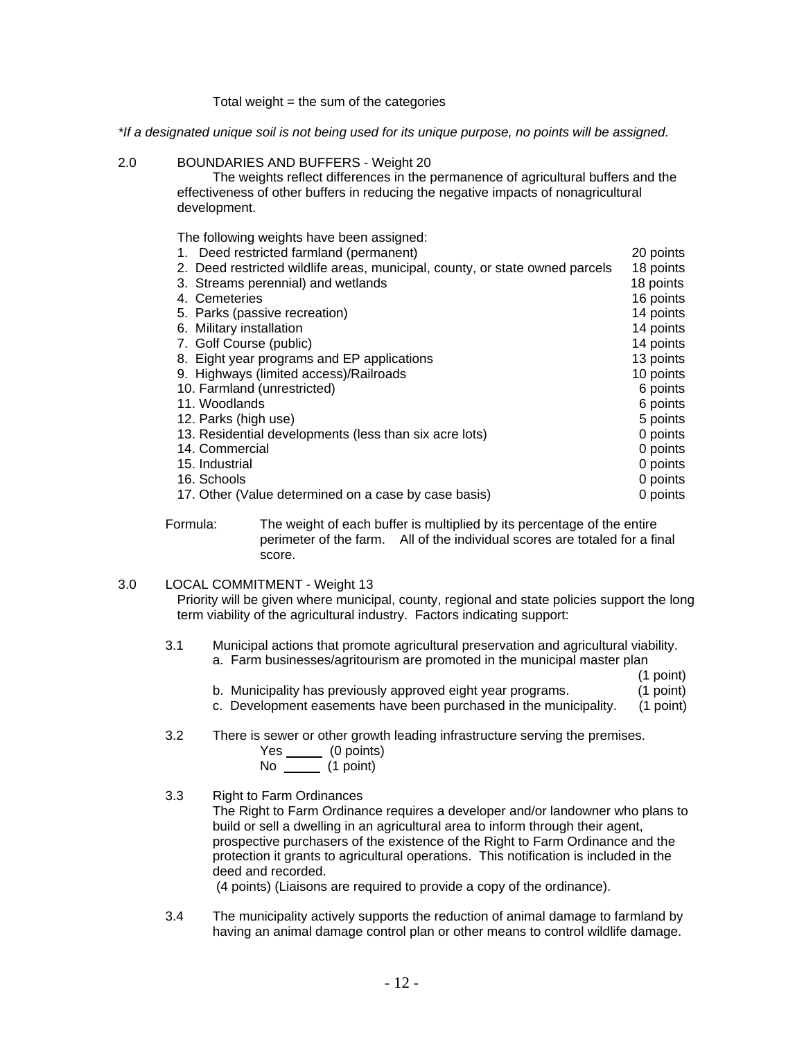Total weight = the sum of the categories

*If a designated unique soil is not being used for its unique purpose, no points will be assigned.*

2.0 BOUNDARIES AND BUFFERS - Weight 20

The weights reflect differences in the permanence of agricultural buffers and the effectiveness of other buffers in reducing the negative impacts of nonagricultural development.

The following weights have been assigned:

| | |
|---|---|
| 1. Deed restricted farmland (permanent) | 20 points |
| 2. Deed restricted wildlife areas, municipal, county, or state owned parcels | 18 points |
| 3. Streams perennial) and wetlands | 18 points |
| 4. Cemeteries | 16 points |
| 5. Parks (passive recreation) | 14 points |
| 6. Military installation | 14 points |
| 7. Golf Course (public) | 14 points |
| 8. Eight year programs and EP applications | 13 points |
| 9. Highways (limited access)/Railroads | 10 points |
| 10. Farmland (unrestricted) | 6 points |
| 11. Woodlands | 6 points |
| 12. Parks (high use) | 5 points |
| 13. Residential developments (less than six acre lots) | 0 points |
| 14. Commercial | 0 points |
| 15. Industrial | 0 points |
| 16. Schools | 0 points |
| 17. Other (Value determined on a case by case basis) | 0 points |

Formula: The weight of each buffer is multiplied by its percentage of the entire perimeter of the farm. All of the individual scores are totaled for a final score.

3.0 LOCAL COMMITMENT - Weight 13

Priority will be given where municipal, county, regional and state policies support the long term viability of the agricultural industry. Factors indicating support:

3.1 Municipal actions that promote agricultural preservation and agricultural viability.

a. Farm businesses/agritourism are promoted in the municipal master plan (1 point)

b. Municipality has previously approved eight year programs. (1 point)

c. Development easements have been purchased in the municipality. (1 point)

3.2 There is sewer or other growth leading infrastructure serving the premises.

Yes _____ (0 points)

No _____ (1 point)

3.3 Right to Farm Ordinances

The Right to Farm Ordinance requires a developer and/or landowner who plans to build or sell a dwelling in an agricultural area to inform through their agent, prospective purchasers of the existence of the Right to Farm Ordinance and the protection it grants to agricultural operations. This notification is included in the deed and recorded.

(4 points) (Liaisons are required to provide a copy of the ordinance).

3.4 The municipality actively supports the reduction of animal damage to farmland by having an animal damage control plan or other means to control wildlife damage.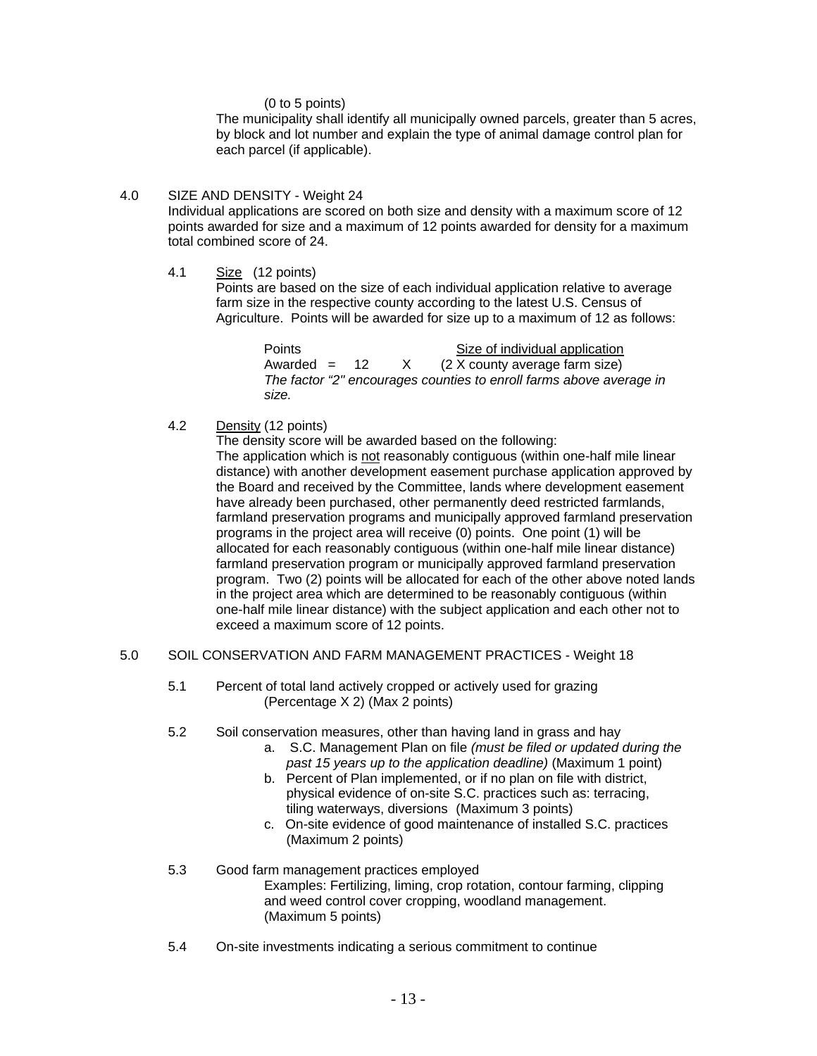(0 to 5 points)

The municipality shall identify all municipally owned parcels, greater than 5 acres, by block and lot number and explain the type of animal damage control plan for each parcel (if applicable).

4.0 SIZE AND DENSITY - Weight 24

Individual applications are scored on both size and density with a maximum score of 12 points awarded for size and a maximum of 12 points awarded for density for a maximum total combined score of 24.

4.1 Size (12 points)

Points are based on the size of each individual application relative to average farm size in the respective county according to the latest U.S. Census of Agriculture. Points will be awarded for size up to a maximum of 12 as follows:

$$\text{Points Awarded} = 12 \times \frac{\text{Size of individual application}}{(2 \times \text{county average farm size})}$$

*The factor "2" encourages counties to enroll farms above average in size.*

4.2 Density (12 points)

The density score will be awarded based on the following:

The application which is not reasonably contiguous (within one-half mile linear distance) with another development easement purchase application approved by the Board and received by the Committee, lands where development easement have already been purchased, other permanently deed restricted farmlands, farmland preservation programs and municipally approved farmland preservation programs in the project area will receive (0) points. One point (1) will be allocated for each reasonably contiguous (within one-half mile linear distance) farmland preservation program or municipally approved farmland preservation program. Two (2) points will be allocated for each of the other above noted lands in the project area which are determined to be reasonably contiguous (within one-half mile linear distance) with the subject application and each other not to exceed a maximum score of 12 points.

5.0 SOIL CONSERVATION AND FARM MANAGEMENT PRACTICES - Weight 18

5.1 Percent of total land actively cropped or actively used for grazing
(Percentage X 2) (Max 2 points)

5.2 Soil conservation measures, other than having land in grass and hay

a. S.C. Management Plan on file *(must be filed or updated during the past 15 years up to the application deadline)* (Maximum 1 point)

b. Percent of Plan implemented, or if no plan on file with district, physical evidence of on-site S.C. practices such as: terracing, tiling waterways, diversions (Maximum 3 points)

c. On-site evidence of good maintenance of installed S.C. practices (Maximum 2 points)

5.3 Good farm management practices employed

Examples: Fertilizing, liming, crop rotation, contour farming, clipping and weed control cover cropping, woodland management.
(Maximum 5 points)

5.4 On-site investments indicating a serious commitment to continue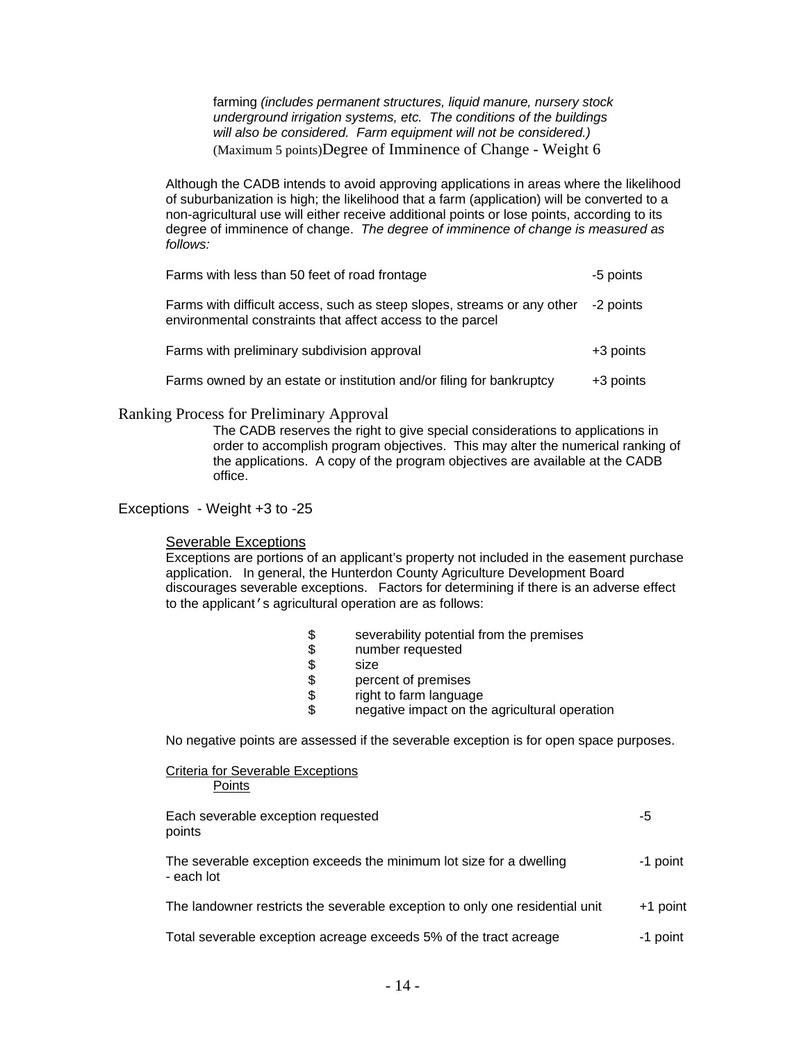farming *(includes permanent structures, liquid manure, nursery stock underground irrigation systems, etc. The conditions of the buildings will also be considered. Farm equipment will not be considered.)* (Maximum 5 points)Degree of Imminence of Change - Weight 6

Although the CADB intends to avoid approving applications in areas where the likelihood of suburbanization is high; the likelihood that a farm (application) will be converted to a non-agricultural use will either receive additional points or lose points, according to its degree of imminence of change. *The degree of imminence of change is measured as follows:*

| | |
|---|---|
| Farms with less than 50 feet of road frontage | -5 points |
| Farms with difficult access, such as steep slopes, streams or any other environmental constraints that affect access to the parcel | -2 points |
| Farms with preliminary subdivision approval | +3 points |
| Farms owned by an estate or institution and/or filing for bankruptcy | +3 points |

## Ranking Process for Preliminary Approval

The CADB reserves the right to give special considerations to applications in order to accomplish program objectives. This may alter the numerical ranking of the applications. A copy of the program objectives are available at the CADB office.

## Exceptions - Weight +3 to -25

Severable Exceptions

Exceptions are portions of an applicant's property not included in the easement purchase application. In general, the Hunterdon County Agriculture Development Board discourages severable exceptions. Factors for determining if there is an adverse effect to the applicant's agricultural operation are as follows:

$ severability potential from the premises
$ number requested
$ size
$ percent of premises
$ right to farm language
$ negative impact on the agricultural operation

No negative points are assessed if the severable exception is for open space purposes.

| Criteria for Severable Exceptions | Points |
|---|---|
| Each severable exception requested | -5 points |
| The severable exception exceeds the minimum lot size for a dwelling - each lot | -1 point |
| The landowner restricts the severable exception to only one residential unit | +1 point |
| Total severable exception acreage exceeds 5% of the tract acreage | -1 point |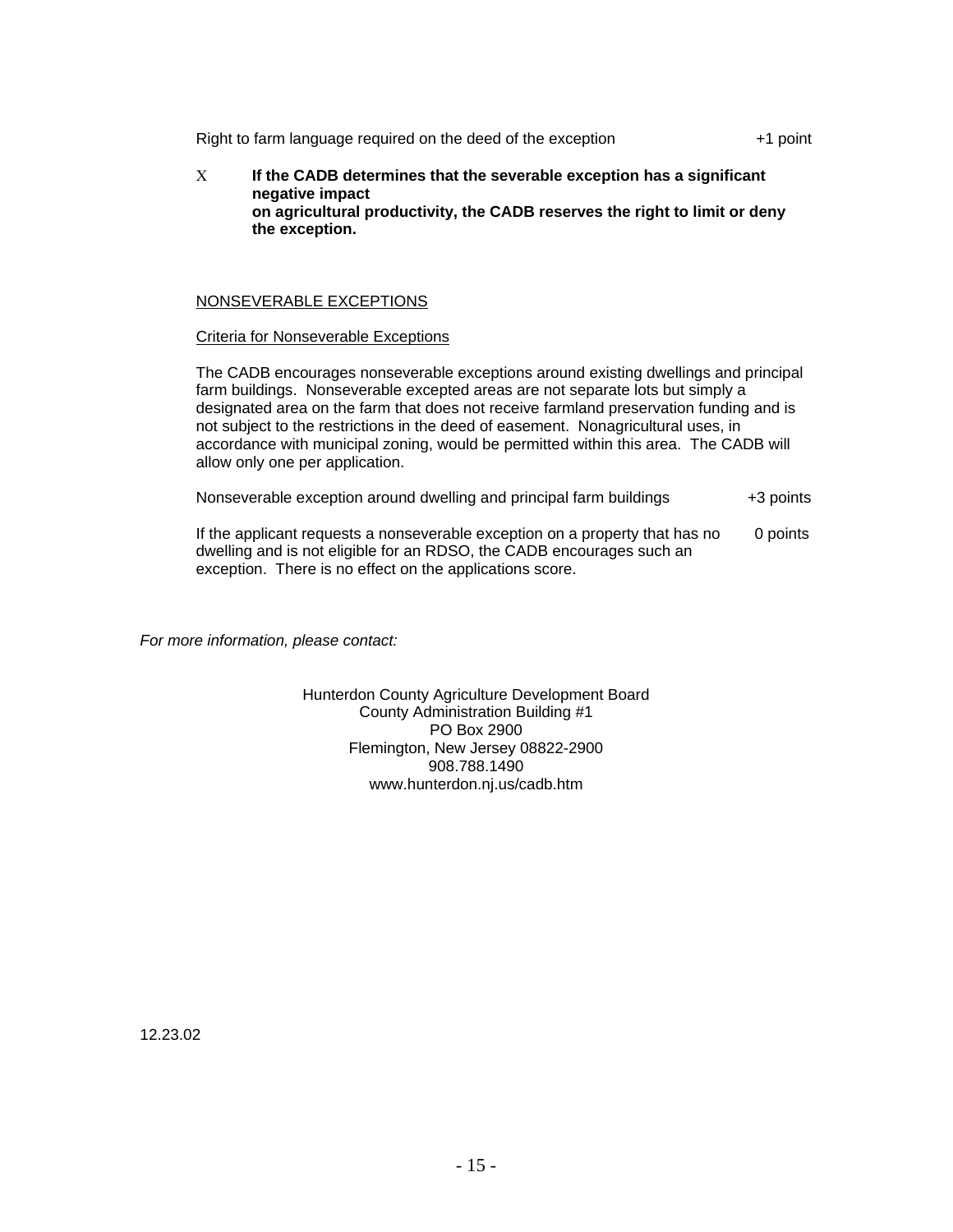Right to farm language required on the deed of the exception +1 point

- **If the CADB determines that the severable exception has a significant negative impact on agricultural productivity, the CADB reserves the right to limit or deny the exception.**

<u>NONSEVERABLE EXCEPTIONS</u>

<u>Criteria for Nonseverable Exceptions</u>

The CADB encourages nonseverable exceptions around existing dwellings and principal farm buildings. Nonseverable excepted areas are not separate lots but simply a designated area on the farm that does not receive farmland preservation funding and is not subject to the restrictions in the deed of easement. Nonagricultural uses, in accordance with municipal zoning, would be permitted within this area. The CADB will allow only one per application.

Nonseverable exception around dwelling and principal farm buildings +3 points

If the applicant requests a nonseverable exception on a property that has no dwelling and is not eligible for an RDSO, the CADB encourages such an exception. There is no effect on the applications score. 0 points

*For more information, please contact:*

Hunterdon County Agriculture Development Board
County Administration Building #1
PO Box 2900
Flemington, New Jersey 08822-2900
908.788.1490
www.hunterdon.nj.us/cadb.htm

12.23.02